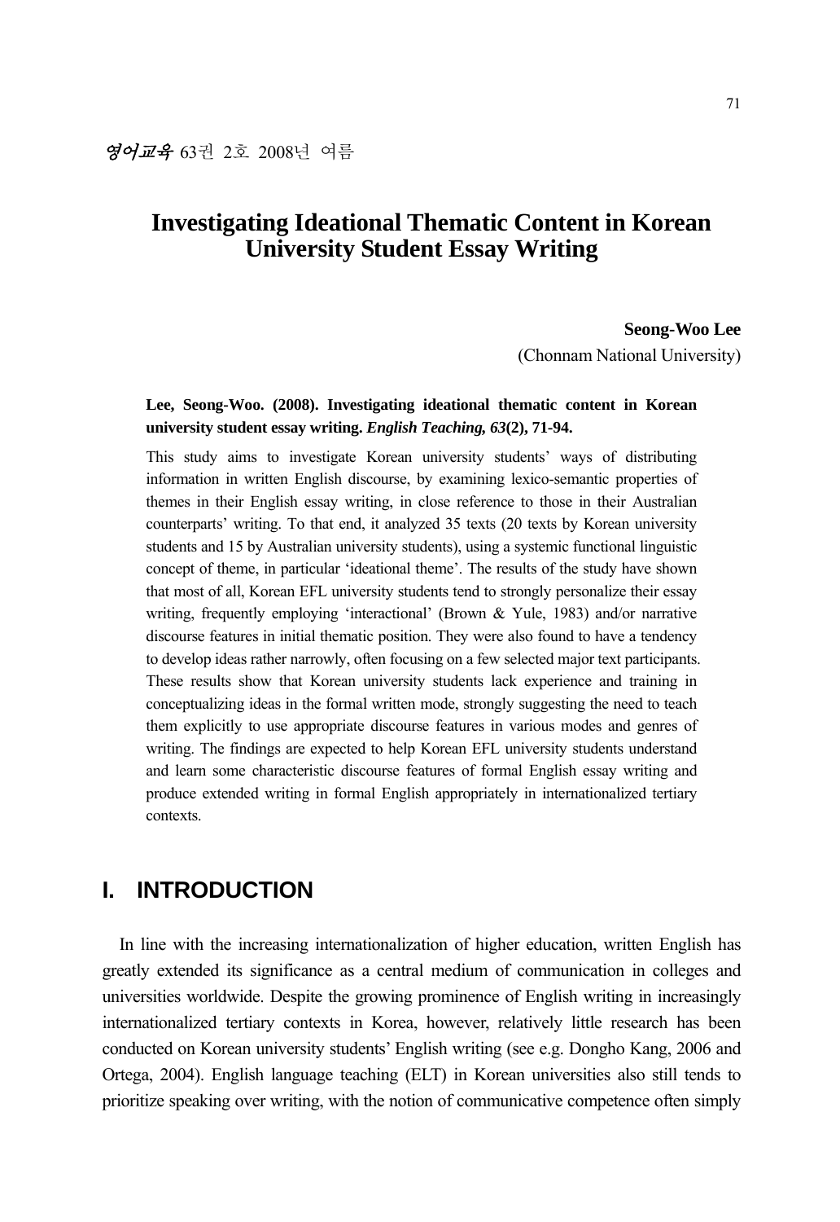# Investigating Ideational Thematic Content in Korean University Student Essay Writing

**Seong-Woo Lee**
(Chonnam National University)

**Lee, Seong-Woo. (2008). Investigating ideational thematic content in Korean university student essay writing. *English Teaching, 63*(2), 71-94.**

This study aims to investigate Korean university students' ways of distributing information in written English discourse, by examining lexico-semantic properties of themes in their English essay writing, in close reference to those in their Australian counterparts' writing. To that end, it analyzed 35 texts (20 texts by Korean university students and 15 by Australian university students), using a systemic functional linguistic concept of theme, in particular 'ideational theme'. The results of the study have shown that most of all, Korean EFL university students tend to strongly personalize their essay writing, frequently employing 'interactional' (Brown & Yule, 1983) and/or narrative discourse features in initial thematic position. They were also found to have a tendency to develop ideas rather narrowly, often focusing on a few selected major text participants. These results show that Korean university students lack experience and training in conceptualizing ideas in the formal written mode, strongly suggesting the need to teach them explicitly to use appropriate discourse features in various modes and genres of writing. The findings are expected to help Korean EFL university students understand and learn some characteristic discourse features of formal English essay writing and produce extended writing in formal English appropriately in internationalized tertiary contexts.

## I. INTRODUCTION

In line with the increasing internationalization of higher education, written English has greatly extended its significance as a central medium of communication in colleges and universities worldwide. Despite the growing prominence of English writing in increasingly internationalized tertiary contexts in Korea, however, relatively little research has been conducted on Korean university students' English writing (see e.g. Dongho Kang, 2006 and Ortega, 2004). English language teaching (ELT) in Korean universities also still tends to prioritize speaking over writing, with the notion of communicative competence often simply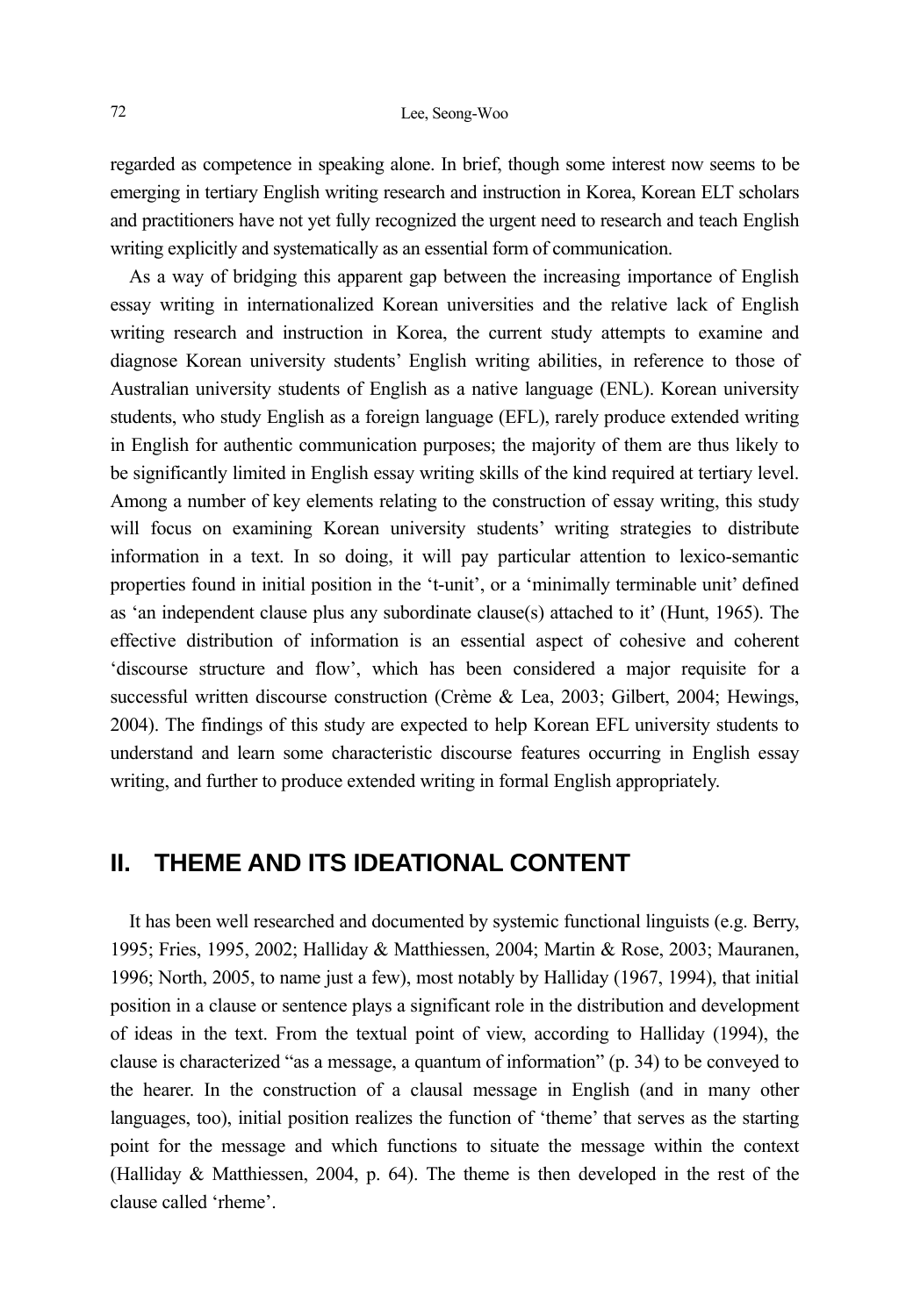regarded as competence in speaking alone. In brief, though some interest now seems to be emerging in tertiary English writing research and instruction in Korea, Korean ELT scholars and practitioners have not yet fully recognized the urgent need to research and teach English writing explicitly and systematically as an essential form of communication.

As a way of bridging this apparent gap between the increasing importance of English essay writing in internationalized Korean universities and the relative lack of English writing research and instruction in Korea, the current study attempts to examine and diagnose Korean university students' English writing abilities, in reference to those of Australian university students of English as a native language (ENL). Korean university students, who study English as a foreign language (EFL), rarely produce extended writing in English for authentic communication purposes; the majority of them are thus likely to be significantly limited in English essay writing skills of the kind required at tertiary level. Among a number of key elements relating to the construction of essay writing, this study will focus on examining Korean university students' writing strategies to distribute information in a text. In so doing, it will pay particular attention to lexico-semantic properties found in initial position in the 't-unit', or a 'minimally terminable unit' defined as 'an independent clause plus any subordinate clause(s) attached to it' (Hunt, 1965). The effective distribution of information is an essential aspect of cohesive and coherent 'discourse structure and flow', which has been considered a major requisite for a successful written discourse construction (Crème & Lea, 2003; Gilbert, 2004; Hewings, 2004). The findings of this study are expected to help Korean EFL university students to understand and learn some characteristic discourse features occurring in English essay writing, and further to produce extended writing in formal English appropriately.

## II. THEME AND ITS IDEATIONAL CONTENT

It has been well researched and documented by systemic functional linguists (e.g. Berry, 1995; Fries, 1995, 2002; Halliday & Matthiessen, 2004; Martin & Rose, 2003; Mauranen, 1996; North, 2005, to name just a few), most notably by Halliday (1967, 1994), that initial position in a clause or sentence plays a significant role in the distribution and development of ideas in the text. From the textual point of view, according to Halliday (1994), the clause is characterized "as a message, a quantum of information" (p. 34) to be conveyed to the hearer. In the construction of a clausal message in English (and in many other languages, too), initial position realizes the function of 'theme' that serves as the starting point for the message and which functions to situate the message within the context (Halliday & Matthiessen, 2004, p. 64). The theme is then developed in the rest of the clause called 'rheme'.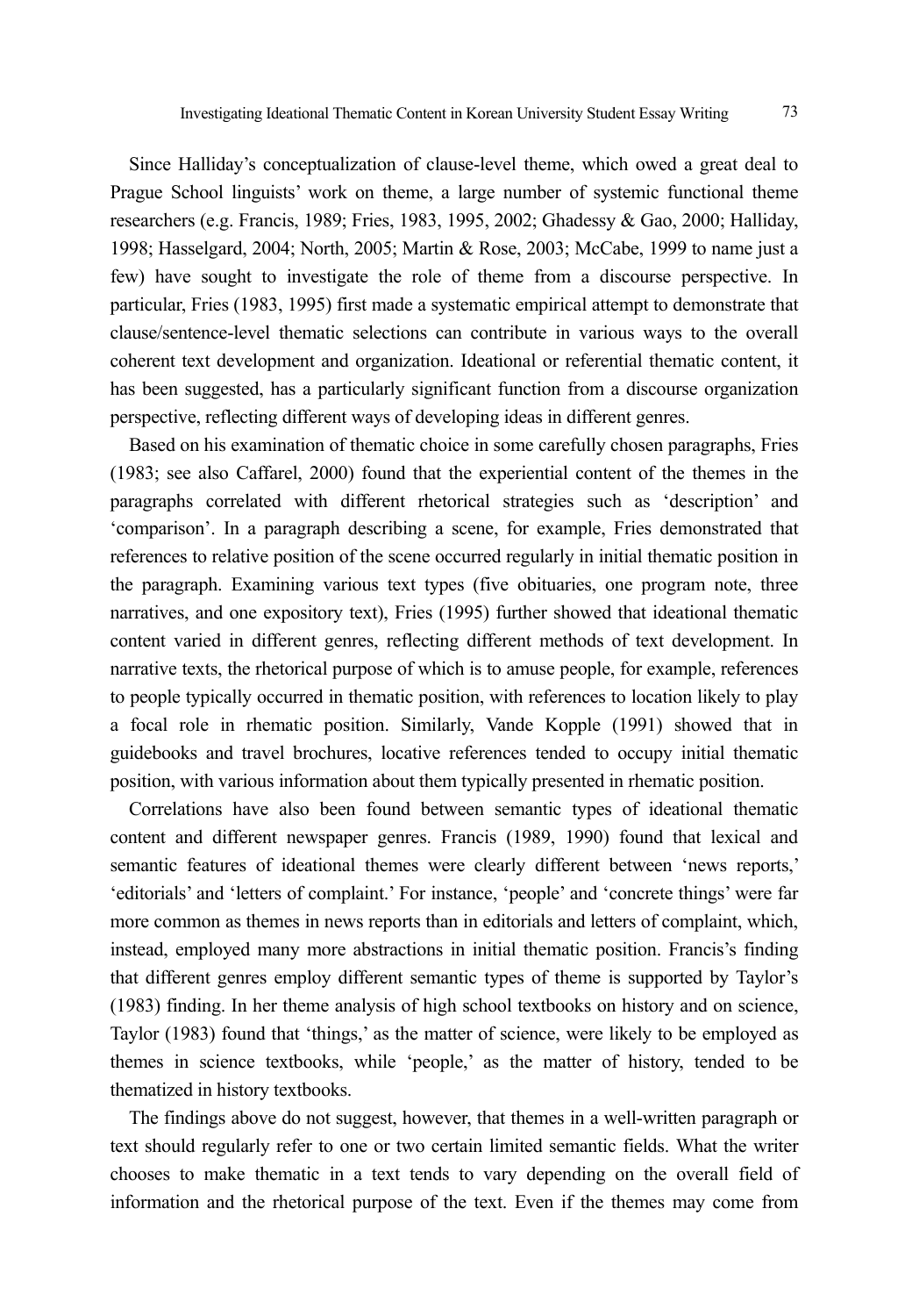Since Halliday's conceptualization of clause-level theme, which owed a great deal to Prague School linguists' work on theme, a large number of systemic functional theme researchers (e.g. Francis, 1989; Fries, 1983, 1995, 2002; Ghadessy & Gao, 2000; Halliday, 1998; Hasselgard, 2004; North, 2005; Martin & Rose, 2003; McCabe, 1999 to name just a few) have sought to investigate the role of theme from a discourse perspective. In particular, Fries (1983, 1995) first made a systematic empirical attempt to demonstrate that clause/sentence-level thematic selections can contribute in various ways to the overall coherent text development and organization. Ideational or referential thematic content, it has been suggested, has a particularly significant function from a discourse organization perspective, reflecting different ways of developing ideas in different genres.

Based on his examination of thematic choice in some carefully chosen paragraphs, Fries (1983; see also Caffarel, 2000) found that the experiential content of the themes in the paragraphs correlated with different rhetorical strategies such as 'description' and 'comparison'. In a paragraph describing a scene, for example, Fries demonstrated that references to relative position of the scene occurred regularly in initial thematic position in the paragraph. Examining various text types (five obituaries, one program note, three narratives, and one expository text), Fries (1995) further showed that ideational thematic content varied in different genres, reflecting different methods of text development. In narrative texts, the rhetorical purpose of which is to amuse people, for example, references to people typically occurred in thematic position, with references to location likely to play a focal role in rhematic position. Similarly, Vande Kopple (1991) showed that in guidebooks and travel brochures, locative references tended to occupy initial thematic position, with various information about them typically presented in rhematic position.

Correlations have also been found between semantic types of ideational thematic content and different newspaper genres. Francis (1989, 1990) found that lexical and semantic features of ideational themes were clearly different between 'news reports,' 'editorials' and 'letters of complaint.' For instance, 'people' and 'concrete things' were far more common as themes in news reports than in editorials and letters of complaint, which, instead, employed many more abstractions in initial thematic position. Francis's finding that different genres employ different semantic types of theme is supported by Taylor's (1983) finding. In her theme analysis of high school textbooks on history and on science, Taylor (1983) found that 'things,' as the matter of science, were likely to be employed as themes in science textbooks, while 'people,' as the matter of history, tended to be thematized in history textbooks.

The findings above do not suggest, however, that themes in a well-written paragraph or text should regularly refer to one or two certain limited semantic fields. What the writer chooses to make thematic in a text tends to vary depending on the overall field of information and the rhetorical purpose of the text. Even if the themes may come from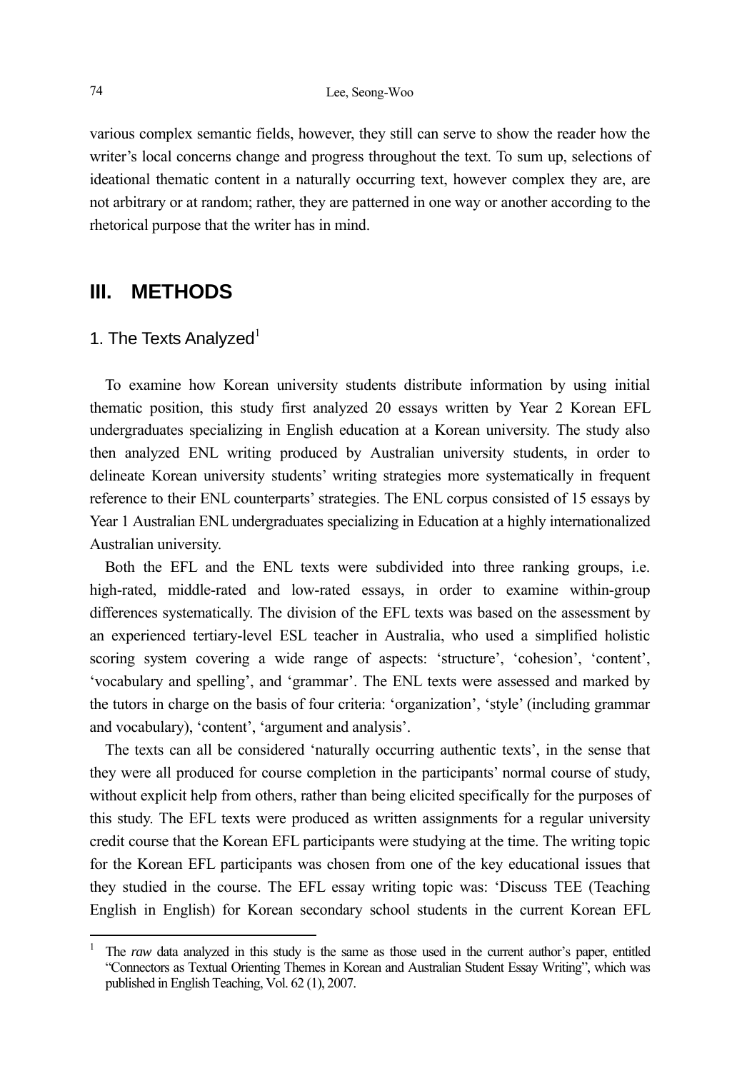various complex semantic fields, however, they still can serve to show the reader how the writer's local concerns change and progress throughout the text. To sum up, selections of ideational thematic content in a naturally occurring text, however complex they are, are not arbitrary or at random; rather, they are patterned in one way or another according to the rhetorical purpose that the writer has in mind.

## III. METHODS

### 1. The Texts Analyzed[1]

To examine how Korean university students distribute information by using initial thematic position, this study first analyzed 20 essays written by Year 2 Korean EFL undergraduates specializing in English education at a Korean university. The study also then analyzed ENL writing produced by Australian university students, in order to delineate Korean university students' writing strategies more systematically in frequent reference to their ENL counterparts' strategies. The ENL corpus consisted of 15 essays by Year 1 Australian ENL undergraduates specializing in Education at a highly internationalized Australian university.

Both the EFL and the ENL texts were subdivided into three ranking groups, i.e. high-rated, middle-rated and low-rated essays, in order to examine within-group differences systematically. The division of the EFL texts was based on the assessment by an experienced tertiary-level ESL teacher in Australia, who used a simplified holistic scoring system covering a wide range of aspects: 'structure', 'cohesion', 'content', 'vocabulary and spelling', and 'grammar'. The ENL texts were assessed and marked by the tutors in charge on the basis of four criteria: 'organization', 'style' (including grammar and vocabulary), 'content', 'argument and analysis'.

The texts can all be considered 'naturally occurring authentic texts', in the sense that they were all produced for course completion in the participants' normal course of study, without explicit help from others, rather than being elicited specifically for the purposes of this study. The EFL texts were produced as written assignments for a regular university credit course that the Korean EFL participants were studying at the time. The writing topic for the Korean EFL participants was chosen from one of the key educational issues that they studied in the course. The EFL essay writing topic was: 'Discuss TEE (Teaching English in English) for Korean secondary school students in the current Korean EFL

---

[1] The *raw* data analyzed in this study is the same as those used in the current author's paper, entitled "Connectors as Textual Orienting Themes in Korean and Australian Student Essay Writing", which was published in English Teaching, Vol. 62 (1), 2007.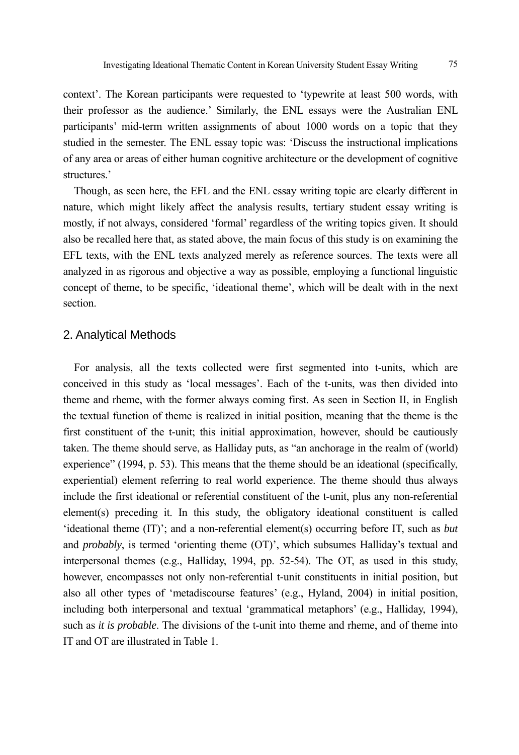context'. The Korean participants were requested to 'typewrite at least 500 words, with their professor as the audience.' Similarly, the ENL essays were the Australian ENL participants' mid-term written assignments of about 1000 words on a topic that they studied in the semester. The ENL essay topic was: 'Discuss the instructional implications of any area or areas of either human cognitive architecture or the development of cognitive structures.'

Though, as seen here, the EFL and the ENL essay writing topic are clearly different in nature, which might likely affect the analysis results, tertiary student essay writing is mostly, if not always, considered 'formal' regardless of the writing topics given. It should also be recalled here that, as stated above, the main focus of this study is on examining the EFL texts, with the ENL texts analyzed merely as reference sources. The texts were all analyzed in as rigorous and objective a way as possible, employing a functional linguistic concept of theme, to be specific, 'ideational theme', which will be dealt with in the next section.

## 2. Analytical Methods

For analysis, all the texts collected were first segmented into t-units, which are conceived in this study as 'local messages'. Each of the t-units, was then divided into theme and rheme, with the former always coming first. As seen in Section II, in English the textual function of theme is realized in initial position, meaning that the theme is the first constituent of the t-unit; this initial approximation, however, should be cautiously taken. The theme should serve, as Halliday puts, as "an anchorage in the realm of (world) experience" (1994, p. 53). This means that the theme should be an ideational (specifically, experiential) element referring to real world experience. The theme should thus always include the first ideational or referential constituent of the t-unit, plus any non-referential element(s) preceding it. In this study, the obligatory ideational constituent is called 'ideational theme (IT)'; and a non-referential element(s) occurring before IT, such as *but* and *probably*, is termed 'orienting theme (OT)', which subsumes Halliday's textual and interpersonal themes (e.g., Halliday, 1994, pp. 52-54). The OT, as used in this study, however, encompasses not only non-referential t-unit constituents in initial position, but also all other types of 'metadiscourse features' (e.g., Hyland, 2004) in initial position, including both interpersonal and textual 'grammatical metaphors' (e.g., Halliday, 1994), such as *it is probable*. The divisions of the t-unit into theme and rheme, and of theme into IT and OT are illustrated in Table 1.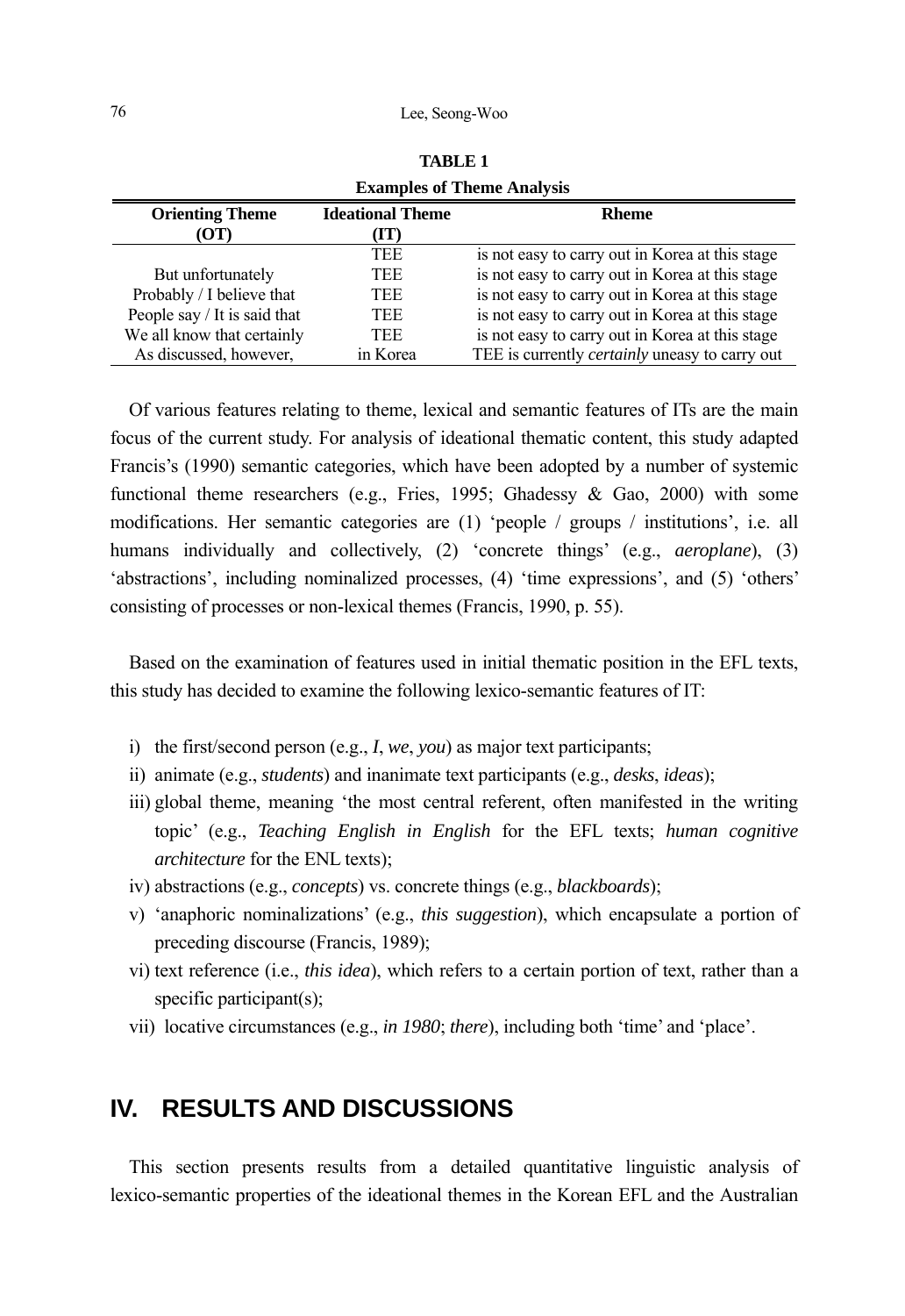**TABLE 1**
**Examples of Theme Analysis**

| Orienting Theme (OT) | Ideational Theme (IT) | Rheme |
|---|---|---|
| | TEE | is not easy to carry out in Korea at this stage |
| But unfortunately | TEE | is not easy to carry out in Korea at this stage |
| Probably / I believe that | TEE | is not easy to carry out in Korea at this stage |
| People say / It is said that | TEE | is not easy to carry out in Korea at this stage |
| We all know that certainly | TEE | is not easy to carry out in Korea at this stage |
| As discussed, however, | in Korea | TEE is currently *certainly* uneasy to carry out |

Of various features relating to theme, lexical and semantic features of ITs are the main focus of the current study. For analysis of ideational thematic content, this study adapted Francis's (1990) semantic categories, which have been adopted by a number of systemic functional theme researchers (e.g., Fries, 1995; Ghadessy & Gao, 2000) with some modifications. Her semantic categories are (1) 'people / groups / institutions', i.e. all humans individually and collectively, (2) 'concrete things' (e.g., *aeroplane*), (3) 'abstractions', including nominalized processes, (4) 'time expressions', and (5) 'others' consisting of processes or non-lexical themes (Francis, 1990, p. 55).

Based on the examination of features used in initial thematic position in the EFL texts, this study has decided to examine the following lexico-semantic features of IT:

i) the first/second person (e.g., *I*, *we*, *you*) as major text participants;
ii) animate (e.g., *students*) and inanimate text participants (e.g., *desks*, *ideas*);
iii) global theme, meaning 'the most central referent, often manifested in the writing topic' (e.g., *Teaching English in English* for the EFL texts; *human cognitive architecture* for the ENL texts);
iv) abstractions (e.g., *concepts*) vs. concrete things (e.g., *blackboards*);
v) 'anaphoric nominalizations' (e.g., *this suggestion*), which encapsulate a portion of preceding discourse (Francis, 1989);
vi) text reference (i.e., *this idea*), which refers to a certain portion of text, rather than a specific participant(s);
vii) locative circumstances (e.g., *in 1980*; *there*), including both 'time' and 'place'.

## IV. RESULTS AND DISCUSSIONS

This section presents results from a detailed quantitative linguistic analysis of lexico-semantic properties of the ideational themes in the Korean EFL and the Australian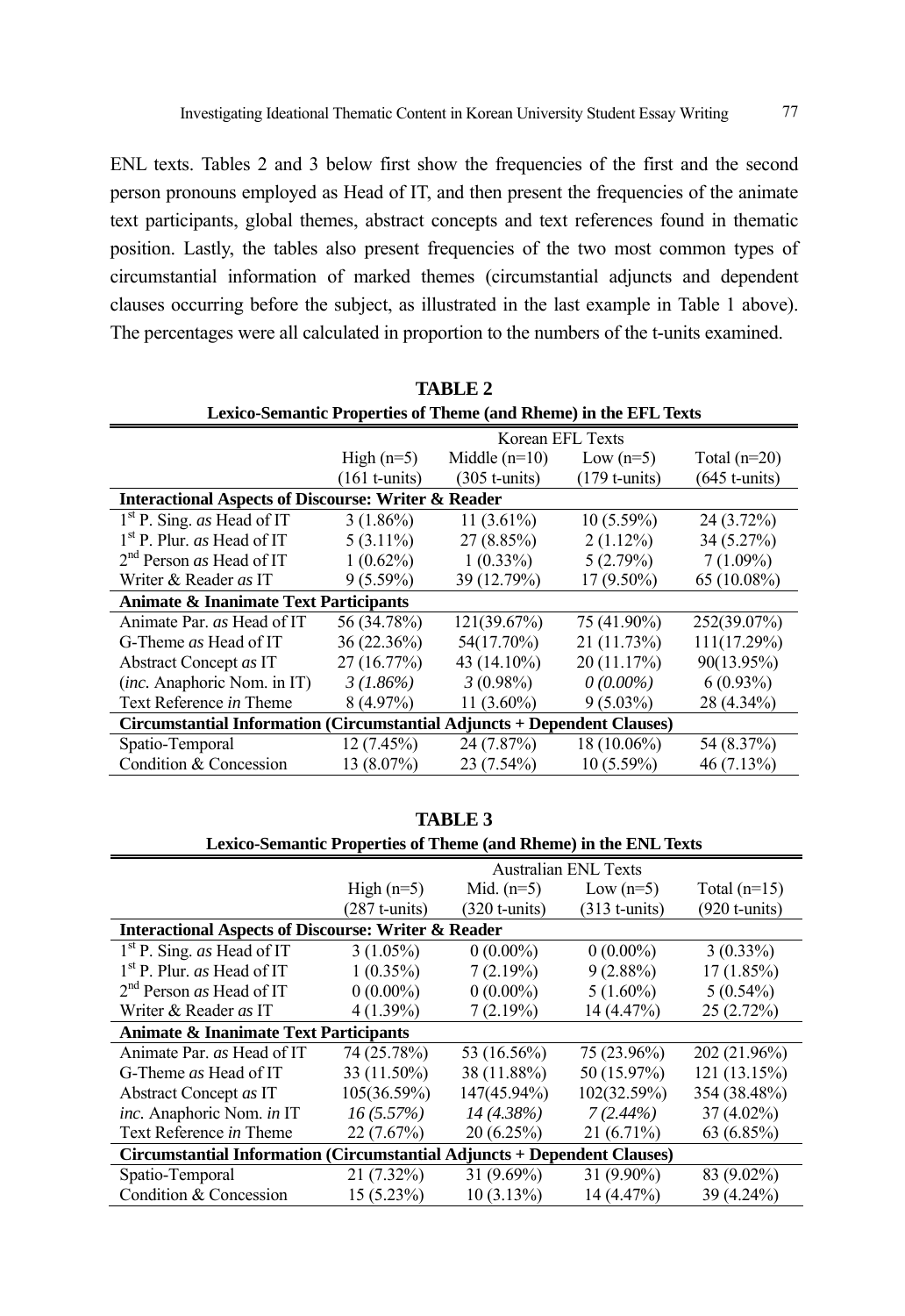ENL texts. Tables 2 and 3 below first show the frequencies of the first and the second person pronouns employed as Head of IT, and then present the frequencies of the animate text participants, global themes, abstract concepts and text references found in thematic position. Lastly, the tables also present frequencies of the two most common types of circumstantial information of marked themes (circumstantial adjuncts and dependent clauses occurring before the subject, as illustrated in the last example in Table 1 above). The percentages were all calculated in proportion to the numbers of the t-units examined.

**TABLE 2**
**Lexico-Semantic Properties of Theme (and Rheme) in the EFL Texts**

| | Korean EFL Texts | | | |
|---|---|---|---|---|
| | High (n=5) (161 t-units) | Middle (n=10) (305 t-units) | Low (n=5) (179 t-units) | Total (n=20) (645 t-units) |
| **Interactional Aspects of Discourse: Writer & Reader** | | | | |
| 1st P. Sing. *as* Head of IT | 3 (1.86%) | 11 (3.61%) | 10 (5.59%) | 24 (3.72%) |
| 1st P. Plur. *as* Head of IT | 5 (3.11%) | 27 (8.85%) | 2 (1.12%) | 34 (5.27%) |
| 2nd Person *as* Head of IT | 1 (0.62%) | 1 (0.33%) | 5 (2.79%) | 7 (1.09%) |
| Writer & Reader *as* IT | 9 (5.59%) | 39 (12.79%) | 17 (9.50%) | 65 (10.08%) |
| **Animate & Inanimate Text Participants** | | | | |
| Animate Par. *as* Head of IT | 56 (34.78%) | 121(39.67%) | 75 (41.90%) | 252(39.07%) |
| G-Theme *as* Head of IT | 36 (22.36%) | 54(17.70%) | 21 (11.73%) | 111(17.29%) |
| Abstract Concept *as* IT | 27 (16.77%) | 43 (14.10%) | 20 (11.17%) | 90(13.95%) |
| (*inc.* Anaphoric Nom. in IT) | *3 (1.86%)* | *3* (0.98%) | *0 (0.00%)* | 6 (0.93%) |
| Text Reference *in* Theme | 8 (4.97%) | 11 (3.60%) | 9 (5.03%) | 28 (4.34%) |
| **Circumstantial Information (Circumstantial Adjuncts + Dependent Clauses)** | | | | |
| Spatio-Temporal | 12 (7.45%) | 24 (7.87%) | 18 (10.06%) | 54 (8.37%) |
| Condition & Concession | 13 (8.07%) | 23 (7.54%) | 10 (5.59%) | 46 (7.13%) |

**TABLE 3**
**Lexico-Semantic Properties of Theme (and Rheme) in the ENL Texts**

| | Australian ENL Texts | | | |
|---|---|---|---|---|
| | High (n=5) (287 t-units) | Mid. (n=5) (320 t-units) | Low (n=5) (313 t-units) | Total (n=15) (920 t-units) |
| **Interactional Aspects of Discourse: Writer & Reader** | | | | |
| 1st P. Sing. *as* Head of IT | 3 (1.05%) | 0 (0.00%) | 0 (0.00%) | 3 (0.33%) |
| 1st P. Plur. *as* Head of IT | 1 (0.35%) | 7 (2.19%) | 9 (2.88%) | 17 (1.85%) |
| 2nd Person *as* Head of IT | 0 (0.00%) | 0 (0.00%) | 5 (1.60%) | 5 (0.54%) |
| Writer & Reader *as* IT | 4 (1.39%) | 7 (2.19%) | 14 (4.47%) | 25 (2.72%) |
| **Animate & Inanimate Text Participants** | | | | |
| Animate Par. *as* Head of IT | 74 (25.78%) | 53 (16.56%) | 75 (23.96%) | 202 (21.96%) |
| G-Theme *as* Head of IT | 33 (11.50%) | 38 (11.88%) | 50 (15.97%) | 121 (13.15%) |
| Abstract Concept *as* IT | 105(36.59%) | 147(45.94%) | 102(32.59%) | 354 (38.48%) |
| *inc.* Anaphoric Nom. *in* IT | *16 (5.57%)* | *14 (4.38%)* | *7 (2.44%)* | 37 (4.02%) |
| Text Reference *in* Theme | 22 (7.67%) | 20 (6.25%) | 21 (6.71%) | 63 (6.85%) |
| **Circumstantial Information (Circumstantial Adjuncts + Dependent Clauses)** | | | | |
| Spatio-Temporal | 21 (7.32%) | 31 (9.69%) | 31 (9.90%) | 83 (9.02%) |
| Condition & Concession | 15 (5.23%) | 10 (3.13%) | 14 (4.47%) | 39 (4.24%) |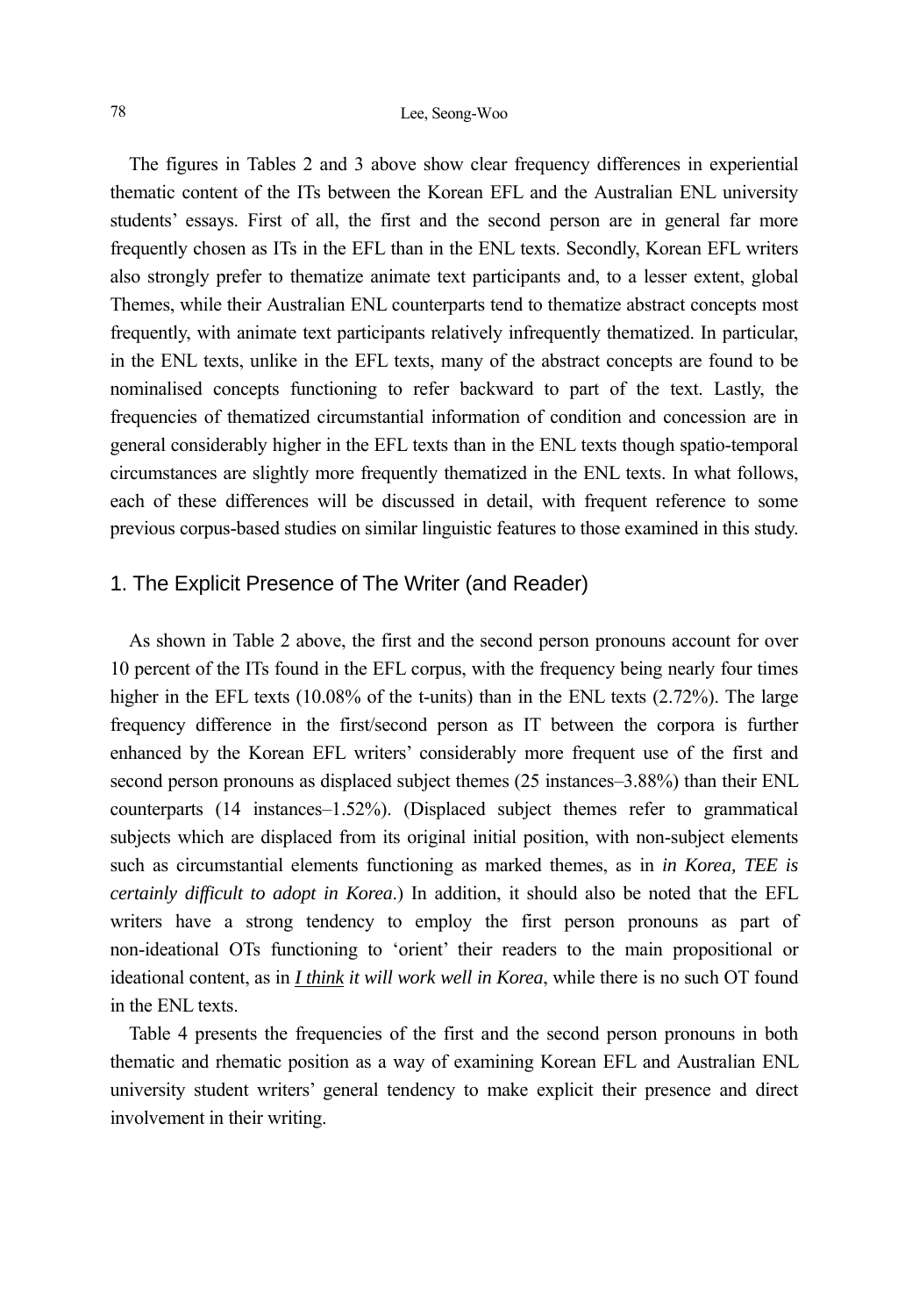The figures in Tables 2 and 3 above show clear frequency differences in experiential thematic content of the ITs between the Korean EFL and the Australian ENL university students' essays. First of all, the first and the second person are in general far more frequently chosen as ITs in the EFL than in the ENL texts. Secondly, Korean EFL writers also strongly prefer to thematize animate text participants and, to a lesser extent, global Themes, while their Australian ENL counterparts tend to thematize abstract concepts most frequently, with animate text participants relatively infrequently thematized. In particular, in the ENL texts, unlike in the EFL texts, many of the abstract concepts are found to be nominalised concepts functioning to refer backward to part of the text. Lastly, the frequencies of thematized circumstantial information of condition and concession are in general considerably higher in the EFL texts than in the ENL texts though spatio-temporal circumstances are slightly more frequently thematized in the ENL texts. In what follows, each of these differences will be discussed in detail, with frequent reference to some previous corpus-based studies on similar linguistic features to those examined in this study.

## 1. The Explicit Presence of The Writer (and Reader)

As shown in Table 2 above, the first and the second person pronouns account for over 10 percent of the ITs found in the EFL corpus, with the frequency being nearly four times higher in the EFL texts (10.08% of the t-units) than in the ENL texts (2.72%). The large frequency difference in the first/second person as IT between the corpora is further enhanced by the Korean EFL writers' considerably more frequent use of the first and second person pronouns as displaced subject themes (25 instances–3.88%) than their ENL counterparts (14 instances–1.52%). (Displaced subject themes refer to grammatical subjects which are displaced from its original initial position, with non-subject elements such as circumstantial elements functioning as marked themes, as in *in Korea, TEE is certainly difficult to adopt in Korea*.) In addition, it should also be noted that the EFL writers have a strong tendency to employ the first person pronouns as part of non-ideational OTs functioning to 'orient' their readers to the main propositional or ideational content, as in ***I think*** *it will work well in Korea*, while there is no such OT found in the ENL texts.

Table 4 presents the frequencies of the first and the second person pronouns in both thematic and rhematic position as a way of examining Korean EFL and Australian ENL university student writers' general tendency to make explicit their presence and direct involvement in their writing.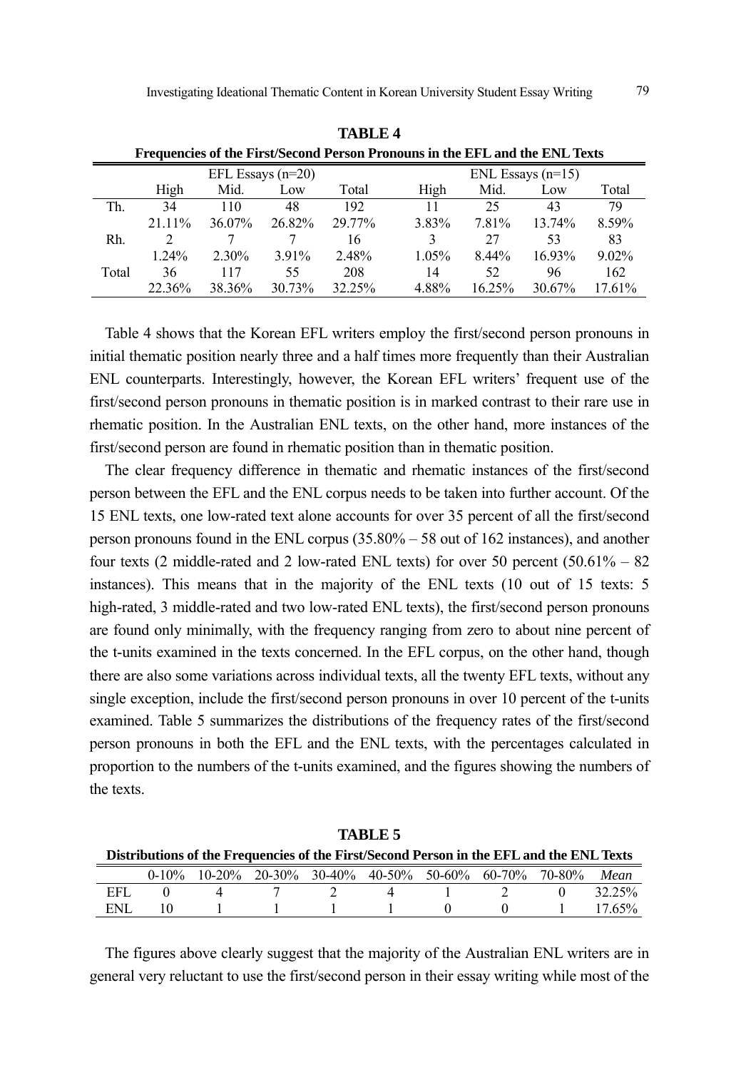**TABLE 4**

**Frequencies of the First/Second Person Pronouns in the EFL and the ENL Texts**

| | EFL Essays (n=20) | | | | ENL Essays (n=15) | | | |
|---|---|---|---|---|---|---|---|---|
| | High | Mid. | Low | Total | High | Mid. | Low | Total |
| Th. | 34 | 110 | 48 | 192 | 11 | 25 | 43 | 79 |
| | 21.11% | 36.07% | 26.82% | 29.77% | 3.83% | 7.81% | 13.74% | 8.59% |
| Rh. | 2 | 7 | 7 | 16 | 3 | 27 | 53 | 83 |
| | 1.24% | 2.30% | 3.91% | 2.48% | 1.05% | 8.44% | 16.93% | 9.02% |
| Total | 36 | 117 | 55 | 208 | 14 | 52 | 96 | 162 |
| | 22.36% | 38.36% | 30.73% | 32.25% | 4.88% | 16.25% | 30.67% | 17.61% |

Table 4 shows that the Korean EFL writers employ the first/second person pronouns in initial thematic position nearly three and a half times more frequently than their Australian ENL counterparts. Interestingly, however, the Korean EFL writers' frequent use of the first/second person pronouns in thematic position is in marked contrast to their rare use in rhematic position. In the Australian ENL texts, on the other hand, more instances of the first/second person are found in rhematic position than in thematic position.

The clear frequency difference in thematic and rhematic instances of the first/second person between the EFL and the ENL corpus needs to be taken into further account. Of the 15 ENL texts, one low-rated text alone accounts for over 35 percent of all the first/second person pronouns found in the ENL corpus (35.80% – 58 out of 162 instances), and another four texts (2 middle-rated and 2 low-rated ENL texts) for over 50 percent (50.61% – 82 instances). This means that in the majority of the ENL texts (10 out of 15 texts: 5 high-rated, 3 middle-rated and two low-rated ENL texts), the first/second person pronouns are found only minimally, with the frequency ranging from zero to about nine percent of the t-units examined in the texts concerned. In the EFL corpus, on the other hand, though there are also some variations across individual texts, all the twenty EFL texts, without any single exception, include the first/second person pronouns in over 10 percent of the t-units examined. Table 5 summarizes the distributions of the frequency rates of the first/second person pronouns in both the EFL and the ENL texts, with the percentages calculated in proportion to the numbers of the t-units examined, and the figures showing the numbers of the texts.

**TABLE 5**

**Distributions of the Frequencies of the First/Second Person in the EFL and the ENL Texts**

| | 0-10% | 10-20% | 20-30% | 30-40% | 40-50% | 50-60% | 60-70% | 70-80% | *Mean* |
|---|---|---|---|---|---|---|---|---|---|
| EFL | 0 | 4 | 7 | 2 | 4 | 1 | 2 | 0 | 32.25% |
| ENL | 10 | 1 | 1 | 1 | 1 | 0 | 0 | 1 | 17.65% |

The figures above clearly suggest that the majority of the Australian ENL writers are in general very reluctant to use the first/second person in their essay writing while most of the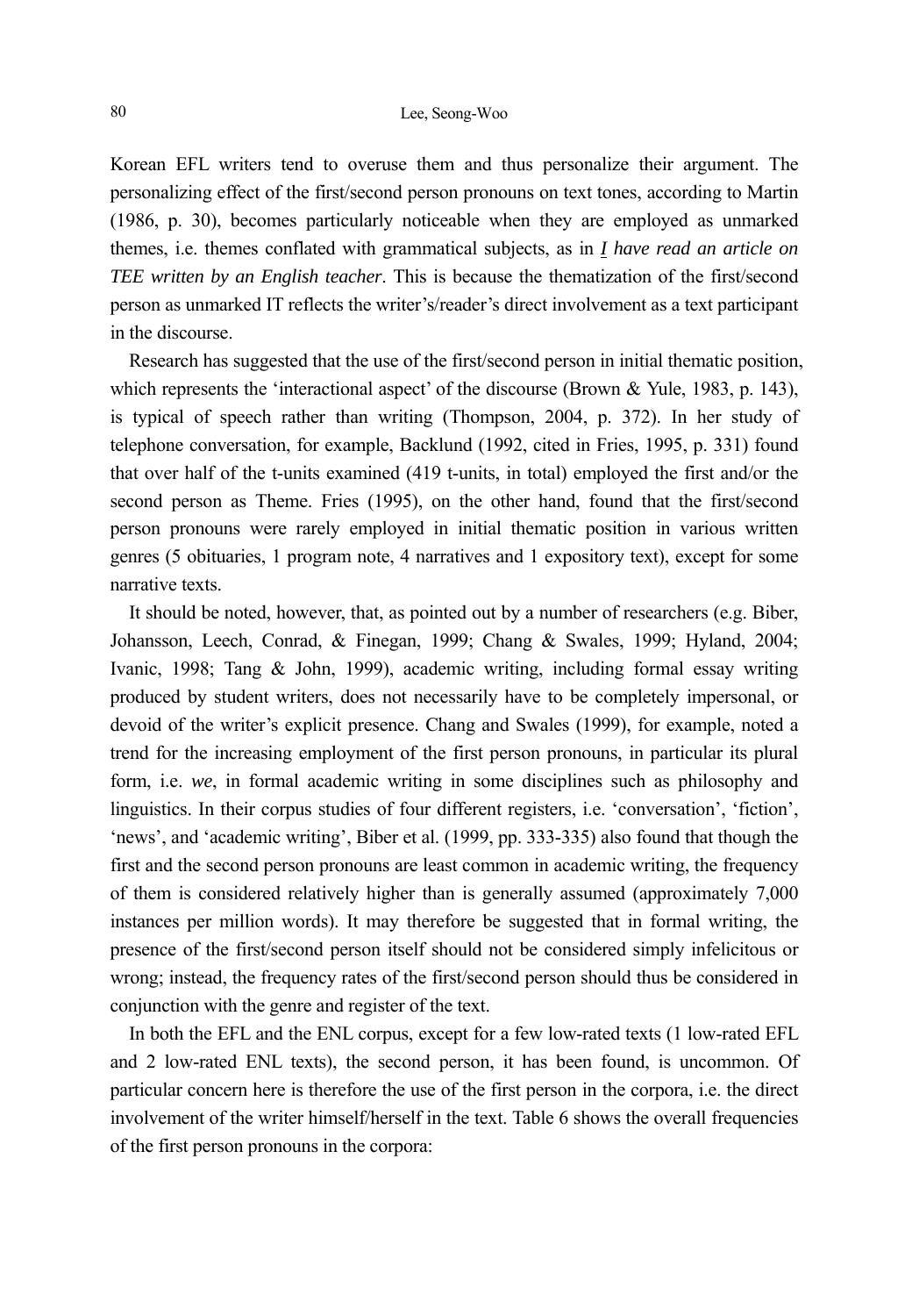Korean EFL writers tend to overuse them and thus personalize their argument. The personalizing effect of the first/second person pronouns on text tones, according to Martin (1986, p. 30), becomes particularly noticeable when they are employed as unmarked themes, i.e. themes conflated with grammatical subjects, as in *I have read an article on TEE written by an English teacher*. This is because the thematization of the first/second person as unmarked IT reflects the writer's/reader's direct involvement as a text participant in the discourse.

Research has suggested that the use of the first/second person in initial thematic position, which represents the 'interactional aspect' of the discourse (Brown & Yule, 1983, p. 143), is typical of speech rather than writing (Thompson, 2004, p. 372). In her study of telephone conversation, for example, Backlund (1992, cited in Fries, 1995, p. 331) found that over half of the t-units examined (419 t-units, in total) employed the first and/or the second person as Theme. Fries (1995), on the other hand, found that the first/second person pronouns were rarely employed in initial thematic position in various written genres (5 obituaries, 1 program note, 4 narratives and 1 expository text), except for some narrative texts.

It should be noted, however, that, as pointed out by a number of researchers (e.g. Biber, Johansson, Leech, Conrad, & Finegan, 1999; Chang & Swales, 1999; Hyland, 2004; Ivanic, 1998; Tang & John, 1999), academic writing, including formal essay writing produced by student writers, does not necessarily have to be completely impersonal, or devoid of the writer's explicit presence. Chang and Swales (1999), for example, noted a trend for the increasing employment of the first person pronouns, in particular its plural form, i.e. *we*, in formal academic writing in some disciplines such as philosophy and linguistics. In their corpus studies of four different registers, i.e. 'conversation', 'fiction', 'news', and 'academic writing', Biber et al. (1999, pp. 333-335) also found that though the first and the second person pronouns are least common in academic writing, the frequency of them is considered relatively higher than is generally assumed (approximately 7,000 instances per million words). It may therefore be suggested that in formal writing, the presence of the first/second person itself should not be considered simply infelicitous or wrong; instead, the frequency rates of the first/second person should thus be considered in conjunction with the genre and register of the text.

In both the EFL and the ENL corpus, except for a few low-rated texts (1 low-rated EFL and 2 low-rated ENL texts), the second person, it has been found, is uncommon. Of particular concern here is therefore the use of the first person in the corpora, i.e. the direct involvement of the writer himself/herself in the text. Table 6 shows the overall frequencies of the first person pronouns in the corpora: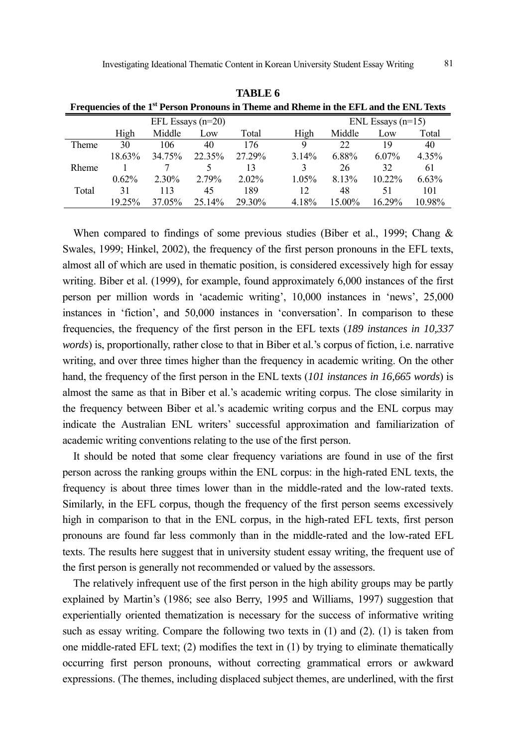**TABLE 6**

**Frequencies of the 1st Person Pronouns in Theme and Rheme in the EFL and the ENL Texts**

| | EFL Essays (n=20) | | | | ENL Essays (n=15) | | | |
|---|---|---|---|---|---|---|---|---|
| | High | Middle | Low | Total | High | Middle | Low | Total |
| Theme | 30 | 106 | 40 | 176 | 9 | 22 | 19 | 40 |
| | 18.63% | 34.75% | 22.35% | 27.29% | 3.14% | 6.88% | 6.07% | 4.35% |
| Rheme | 1 | 7 | 5 | 13 | 3 | 26 | 32 | 61 |
| | 0.62% | 2.30% | 2.79% | 2.02% | 1.05% | 8.13% | 10.22% | 6.63% |
| Total | 31 | 113 | 45 | 189 | 12 | 48 | 51 | 101 |
| | 19.25% | 37.05% | 25.14% | 29.30% | 4.18% | 15.00% | 16.29% | 10.98% |

When compared to findings of some previous studies (Biber et al., 1999; Chang & Swales, 1999; Hinkel, 2002), the frequency of the first person pronouns in the EFL texts, almost all of which are used in thematic position, is considered excessively high for essay writing. Biber et al. (1999), for example, found approximately 6,000 instances of the first person per million words in 'academic writing', 10,000 instances in 'news', 25,000 instances in 'fiction', and 50,000 instances in 'conversation'. In comparison to these frequencies, the frequency of the first person in the EFL texts (*189 instances in 10,337 words*) is, proportionally, rather close to that in Biber et al.'s corpus of fiction, i.e. narrative writing, and over three times higher than the frequency in academic writing. On the other hand, the frequency of the first person in the ENL texts (*101 instances in 16,665 words*) is almost the same as that in Biber et al.'s academic writing corpus. The close similarity in the frequency between Biber et al.'s academic writing corpus and the ENL corpus may indicate the Australian ENL writers' successful approximation and familiarization of academic writing conventions relating to the use of the first person.

It should be noted that some clear frequency variations are found in use of the first person across the ranking groups within the ENL corpus: in the high-rated ENL texts, the frequency is about three times lower than in the middle-rated and the low-rated texts. Similarly, in the EFL corpus, though the frequency of the first person seems excessively high in comparison to that in the ENL corpus, in the high-rated EFL texts, first person pronouns are found far less commonly than in the middle-rated and the low-rated EFL texts. The results here suggest that in university student essay writing, the frequent use of the first person is generally not recommended or valued by the assessors.

The relatively infrequent use of the first person in the high ability groups may be partly explained by Martin's (1986; see also Berry, 1995 and Williams, 1997) suggestion that experientially oriented thematization is necessary for the success of informative writing such as essay writing. Compare the following two texts in (1) and (2). (1) is taken from one middle-rated EFL text; (2) modifies the text in (1) by trying to eliminate thematically occurring first person pronouns, without correcting grammatical errors or awkward expressions. (The themes, including displaced subject themes, are underlined, with the first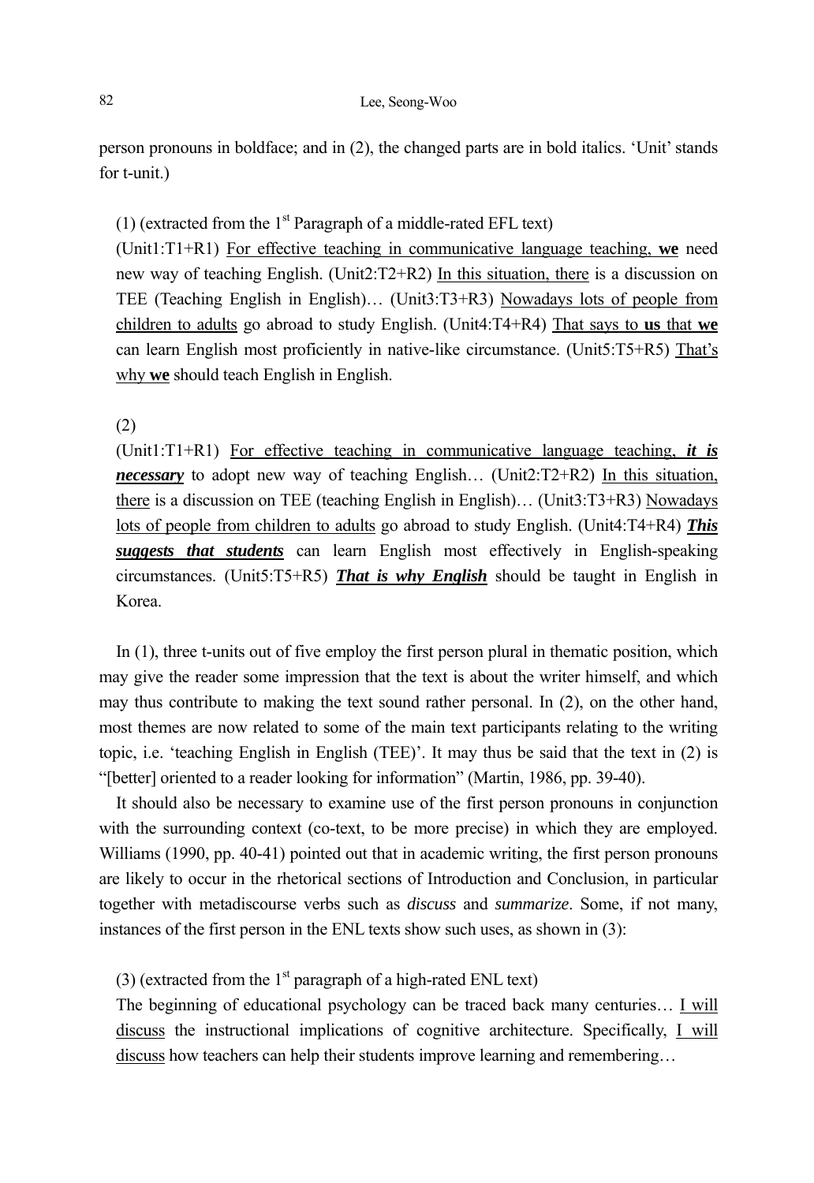person pronouns in boldface; and in (2), the changed parts are in bold italics. 'Unit' stands for t-unit.)

(1) (extracted from the 1st Paragraph of a middle-rated EFL text)

(Unit1:T1+R1) <u>For effective teaching in communicative language teaching, **we**</u> need new way of teaching English. (Unit2:T2+R2) <u>In this situation, there</u> is a discussion on TEE (Teaching English in English)… (Unit3:T3+R3) <u>Nowadays lots of people from children to adults</u> go abroad to study English. (Unit4:T4+R4) <u>That says to **us** that **we**</u> can learn English most proficiently in native-like circumstance. (Unit5:T5+R5) <u>That's why **we**</u> should teach English in English.

(2)

(Unit1:T1+R1) <u>For effective teaching in communicative language teaching, ***it is necessary***</u> to adopt new way of teaching English… (Unit2:T2+R2) <u>In this situation, there</u> is a discussion on TEE (teaching English in English)… (Unit3:T3+R3) <u>Nowadays lots of people from children to adults</u> go abroad to study English. (Unit4:T4+R4) <u>***This suggests that students***</u> can learn English most effectively in English-speaking circumstances. (Unit5:T5+R5) <u>***That is why English***</u> should be taught in English in Korea.

In (1), three t-units out of five employ the first person plural in thematic position, which may give the reader some impression that the text is about the writer himself, and which may thus contribute to making the text sound rather personal. In (2), on the other hand, most themes are now related to some of the main text participants relating to the writing topic, i.e. 'teaching English in English (TEE)'. It may thus be said that the text in (2) is "[better] oriented to a reader looking for information" (Martin, 1986, pp. 39-40).

It should also be necessary to examine use of the first person pronouns in conjunction with the surrounding context (co-text, to be more precise) in which they are employed. Williams (1990, pp. 40-41) pointed out that in academic writing, the first person pronouns are likely to occur in the rhetorical sections of Introduction and Conclusion, in particular together with metadiscourse verbs such as *discuss* and *summarize*. Some, if not many, instances of the first person in the ENL texts show such uses, as shown in (3):

(3) (extracted from the 1st paragraph of a high-rated ENL text)

The beginning of educational psychology can be traced back many centuries… <u>I will discuss</u> the instructional implications of cognitive architecture. Specifically, <u>I will discuss</u> how teachers can help their students improve learning and remembering…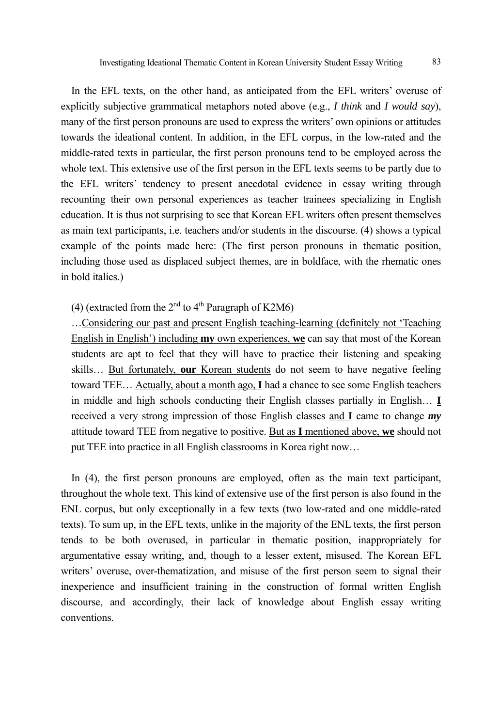In the EFL texts, on the other hand, as anticipated from the EFL writers' overuse of explicitly subjective grammatical metaphors noted above (e.g., *I think* and *I would say*), many of the first person pronouns are used to express the writers' own opinions or attitudes towards the ideational content. In addition, in the EFL corpus, in the low-rated and the middle-rated texts in particular, the first person pronouns tend to be employed across the whole text. This extensive use of the first person in the EFL texts seems to be partly due to the EFL writers' tendency to present anecdotal evidence in essay writing through recounting their own personal experiences as teacher trainees specializing in English education. It is thus not surprising to see that Korean EFL writers often present themselves as main text participants, i.e. teachers and/or students in the discourse. (4) shows a typical example of the points made here: (The first person pronouns in thematic position, including those used as displaced subject themes, are in boldface, with the rhematic ones in bold italics.)

(4) (extracted from the 2nd to 4th Paragraph of K2M6)

…<u>Considering our past and present English teaching-learning (definitely not 'Teaching English in English') including **my** own experiences, **we**</u> can say that most of the Korean students are apt to feel that they will have to practice their listening and speaking skills… <u>But fortunately, **our** Korean students</u> do not seem to have negative feeling toward TEE… <u>Actually, about a month ago, **I**</u> had a chance to see some English teachers in middle and high schools conducting their English classes partially in English… <u>**I**</u> received a very strong impression of those English classes <u>and **I**</u> came to change ***my*** attitude toward TEE from negative to positive. <u>But as **I** mentioned above, **we**</u> should not put TEE into practice in all English classrooms in Korea right now…

In (4), the first person pronouns are employed, often as the main text participant, throughout the whole text. This kind of extensive use of the first person is also found in the ENL corpus, but only exceptionally in a few texts (two low-rated and one middle-rated texts). To sum up, in the EFL texts, unlike in the majority of the ENL texts, the first person tends to be both overused, in particular in thematic position, inappropriately for argumentative essay writing, and, though to a lesser extent, misused. The Korean EFL writers' overuse, over-thematization, and misuse of the first person seem to signal their inexperience and insufficient training in the construction of formal written English discourse, and accordingly, their lack of knowledge about English essay writing conventions.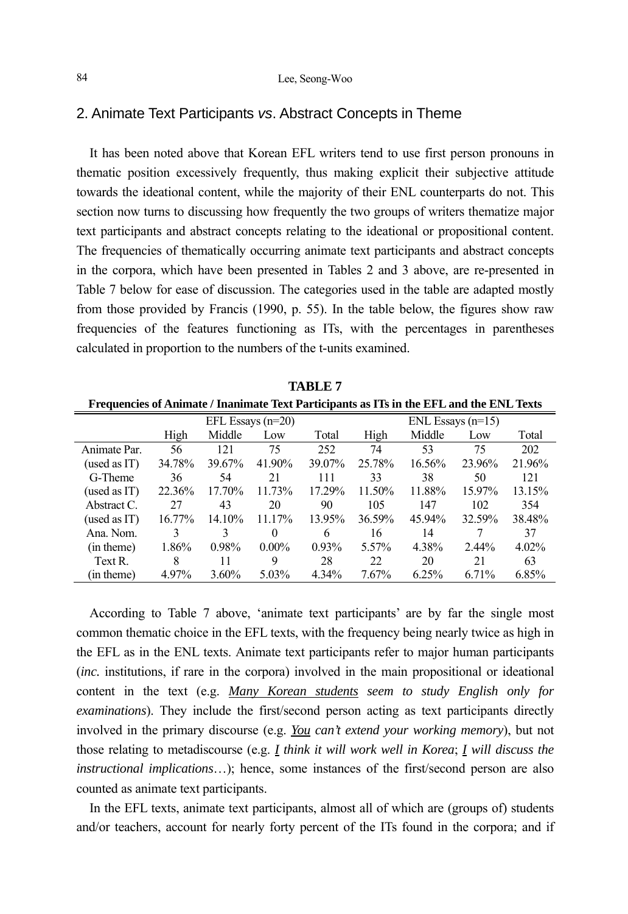## 2. Animate Text Participants *vs*. Abstract Concepts in Theme

It has been noted above that Korean EFL writers tend to use first person pronouns in thematic position excessively frequently, thus making explicit their subjective attitude towards the ideational content, while the majority of their ENL counterparts do not. This section now turns to discussing how frequently the two groups of writers thematize major text participants and abstract concepts relating to the ideational or propositional content. The frequencies of thematically occurring animate text participants and abstract concepts in the corpora, which have been presented in Tables 2 and 3 above, are re-presented in Table 7 below for ease of discussion. The categories used in the table are adapted mostly from those provided by Francis (1990, p. 55). In the table below, the figures show raw frequencies of the features functioning as ITs, with the percentages in parentheses calculated in proportion to the numbers of the t-units examined.

**TABLE 7**

**Frequencies of Animate / Inanimate Text Participants as ITs in the EFL and the ENL Texts**

| | EFL Essays (n=20) | | | | ENL Essays (n=15) | | | |
|---|---|---|---|---|---|---|---|---|
| | High | Middle | Low | Total | High | Middle | Low | Total |
| Animate Par. | 56 | 121 | 75 | 252 | 74 | 53 | 75 | 202 |
| (used as IT) | 34.78% | 39.67% | 41.90% | 39.07% | 25.78% | 16.56% | 23.96% | 21.96% |
| G-Theme | 36 | 54 | 21 | 111 | 33 | 38 | 50 | 121 |
| (used as IT) | 22.36% | 17.70% | 11.73% | 17.29% | 11.50% | 11.88% | 15.97% | 13.15% |
| Abstract C. | 27 | 43 | 20 | 90 | 105 | 147 | 102 | 354 |
| (used as IT) | 16.77% | 14.10% | 11.17% | 13.95% | 36.59% | 45.94% | 32.59% | 38.48% |
| Ana. Nom. | 3 | 3 | 0 | 6 | 16 | 14 | 7 | 37 |
| (in theme) | 1.86% | 0.98% | 0.00% | 0.93% | 5.57% | 4.38% | 2.44% | 4.02% |
| Text R. | 8 | 11 | 9 | 28 | 22 | 20 | 21 | 63 |
| (in theme) | 4.97% | 3.60% | 5.03% | 4.34% | 7.67% | 6.25% | 6.71% | 6.85% |

According to Table 7 above, 'animate text participants' are by far the single most common thematic choice in the EFL texts, with the frequency being nearly twice as high in the EFL as in the ENL texts. Animate text participants refer to major human participants (*inc.* institutions, if rare in the corpora) involved in the main propositional or ideational content in the text (e.g. *<u>Many Korean students</u> seem to study English only for examinations*). They include the first/second person acting as text participants directly involved in the primary discourse (e.g. *<u>You</u> can't extend your working memory*), but not those relating to metadiscourse (e.g. *<u>I</u> think it will work well in Korea*; *<u>I</u> will discuss the instructional implications*…); hence, some instances of the first/second person are also counted as animate text participants.

In the EFL texts, animate text participants, almost all of which are (groups of) students and/or teachers, account for nearly forty percent of the ITs found in the corpora; and if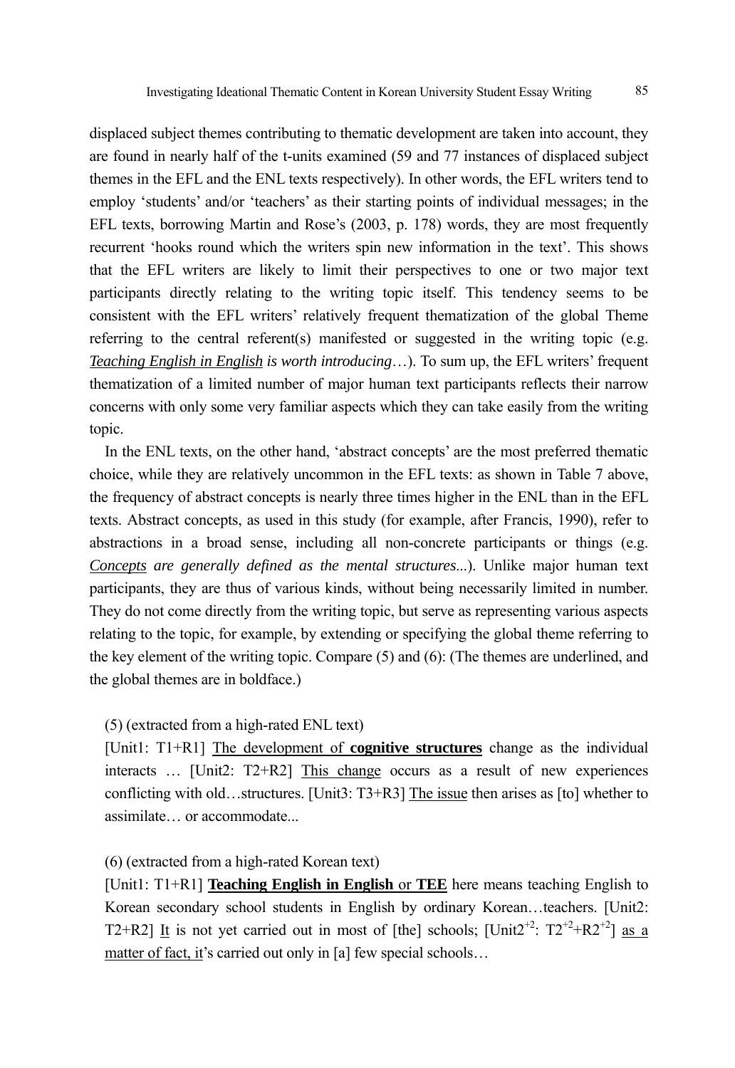displaced subject themes contributing to thematic development are taken into account, they are found in nearly half of the t-units examined (59 and 77 instances of displaced subject themes in the EFL and the ENL texts respectively). In other words, the EFL writers tend to employ 'students' and/or 'teachers' as their starting points of individual messages; in the EFL texts, borrowing Martin and Rose's (2003, p. 178) words, they are most frequently recurrent 'hooks round which the writers spin new information in the text'. This shows that the EFL writers are likely to limit their perspectives to one or two major text participants directly relating to the writing topic itself. This tendency seems to be consistent with the EFL writers' relatively frequent thematization of the global Theme referring to the central referent(s) manifested or suggested in the writing topic (e.g. <u>*Teaching English in English*</u> *is worth introducing*…). To sum up, the EFL writers' frequent thematization of a limited number of major human text participants reflects their narrow concerns with only some very familiar aspects which they can take easily from the writing topic.

In the ENL texts, on the other hand, 'abstract concepts' are the most preferred thematic choice, while they are relatively uncommon in the EFL texts: as shown in Table 7 above, the frequency of abstract concepts is nearly three times higher in the ENL than in the EFL texts. Abstract concepts, as used in this study (for example, after Francis, 1990), refer to abstractions in a broad sense, including all non-concrete participants or things (e.g. <u>*Concepts*</u> *are generally defined as the mental structures...*). Unlike major human text participants, they are thus of various kinds, without being necessarily limited in number. They do not come directly from the writing topic, but serve as representing various aspects relating to the topic, for example, by extending or specifying the global theme referring to the key element of the writing topic. Compare (5) and (6): (The themes are underlined, and the global themes are in boldface.)

(5) (extracted from a high-rated ENL text)

[Unit1: T1+R1] <u>The development of **cognitive structures**</u> change as the individual interacts … [Unit2: T2+R2] <u>This change</u> occurs as a result of new experiences conflicting with old…structures. [Unit3: T3+R3] <u>The issue</u> then arises as [to] whether to assimilate… or accommodate...

(6) (extracted from a high-rated Korean text)

[Unit1: T1+R1] <u>**Teaching English in English** or **TEE**</u> here means teaching English to Korean secondary school students in English by ordinary Korean…teachers. [Unit2: T2+R2] <u>It</u> is not yet carried out in most of [the] schools; [Unit$2^{+2}$: T$2^{+2}$+R$2^{+2}$] <u>as a matter of fact, it</u>'s carried out only in [a] few special schools…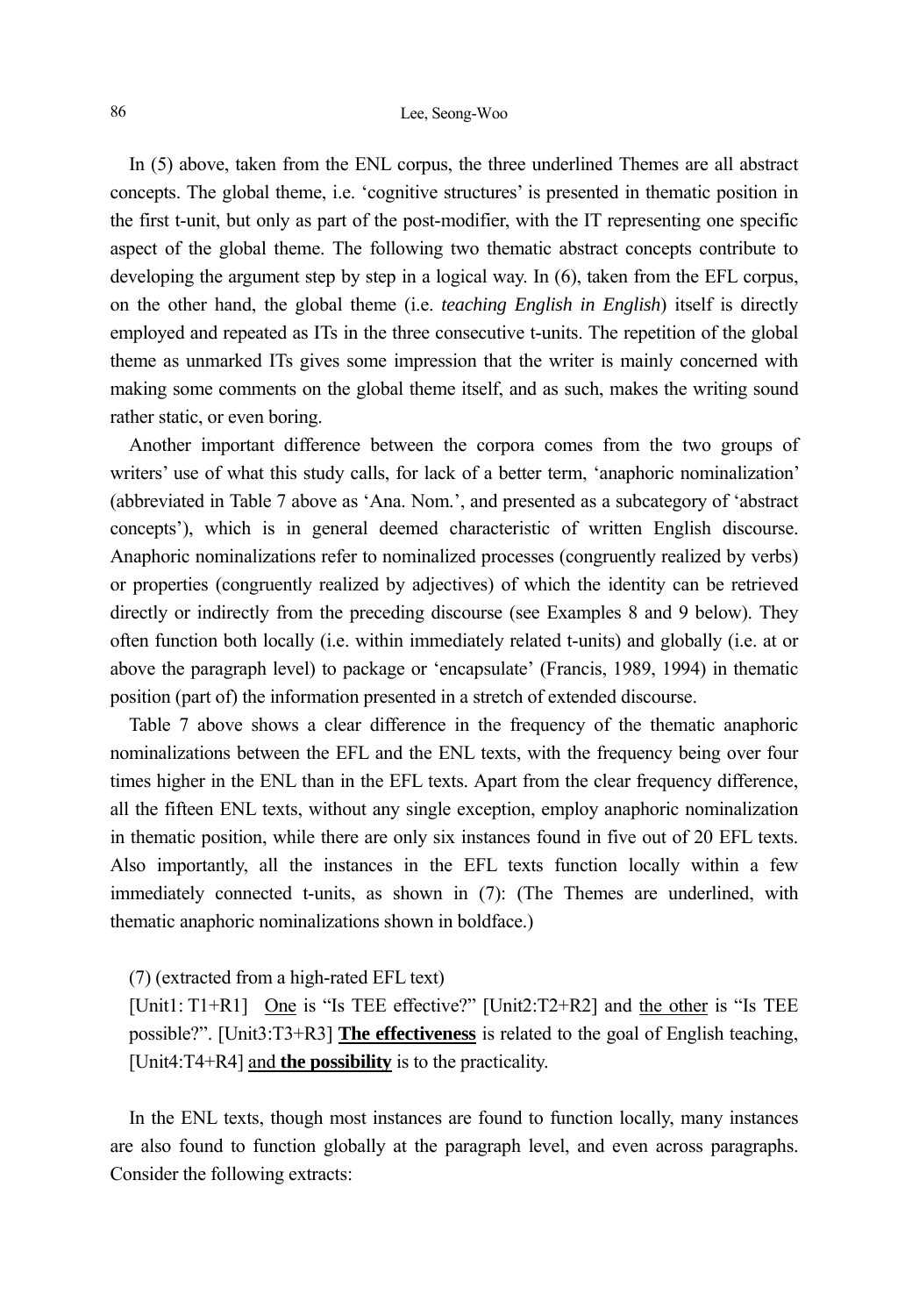In (5) above, taken from the ENL corpus, the three underlined Themes are all abstract concepts. The global theme, i.e. 'cognitive structures' is presented in thematic position in the first t-unit, but only as part of the post-modifier, with the IT representing one specific aspect of the global theme. The following two thematic abstract concepts contribute to developing the argument step by step in a logical way. In (6), taken from the EFL corpus, on the other hand, the global theme (i.e. *teaching English in English*) itself is directly employed and repeated as ITs in the three consecutive t-units. The repetition of the global theme as unmarked ITs gives some impression that the writer is mainly concerned with making some comments on the global theme itself, and as such, makes the writing sound rather static, or even boring.

Another important difference between the corpora comes from the two groups of writers' use of what this study calls, for lack of a better term, 'anaphoric nominalization' (abbreviated in Table 7 above as 'Ana. Nom.', and presented as a subcategory of 'abstract concepts'), which is in general deemed characteristic of written English discourse. Anaphoric nominalizations refer to nominalized processes (congruently realized by verbs) or properties (congruently realized by adjectives) of which the identity can be retrieved directly or indirectly from the preceding discourse (see Examples 8 and 9 below). They often function both locally (i.e. within immediately related t-units) and globally (i.e. at or above the paragraph level) to package or 'encapsulate' (Francis, 1989, 1994) in thematic position (part of) the information presented in a stretch of extended discourse.

Table 7 above shows a clear difference in the frequency of the thematic anaphoric nominalizations between the EFL and the ENL texts, with the frequency being over four times higher in the ENL than in the EFL texts. Apart from the clear frequency difference, all the fifteen ENL texts, without any single exception, employ anaphoric nominalization in thematic position, while there are only six instances found in five out of 20 EFL texts. Also importantly, all the instances in the EFL texts function locally within a few immediately connected t-units, as shown in (7): (The Themes are underlined, with thematic anaphoric nominalizations shown in boldface.)

(7) (extracted from a high-rated EFL text)
[Unit1: T1+R1] <u>One</u> is "Is TEE effective?" [Unit2:T2+R2] and <u>the other</u> is "Is TEE possible?". [Unit3:T3+R3] <u>**The effectiveness**</u> is related to the goal of English teaching, [Unit4:T4+R4] <u>and **the possibility**</u> is to the practicality.

In the ENL texts, though most instances are found to function locally, many instances are also found to function globally at the paragraph level, and even across paragraphs. Consider the following extracts: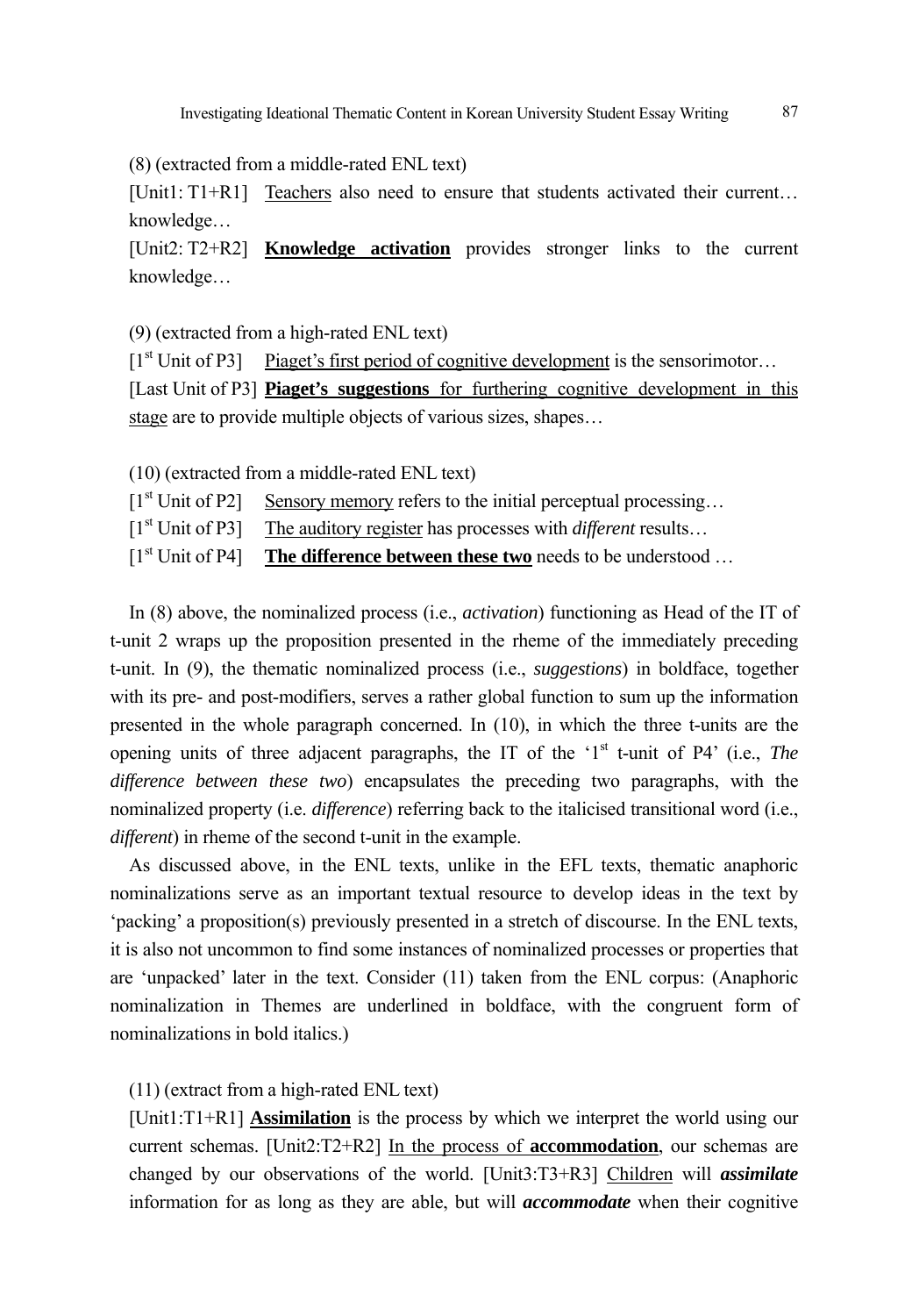(8) (extracted from a middle-rated ENL text)

[Unit1: T1+R1] <u>Teachers</u> also need to ensure that students activated their current… knowledge…

[Unit2: T2+R2] <u>**Knowledge activation**</u> provides stronger links to the current knowledge…

(9) (extracted from a high-rated ENL text)

[1st Unit of P3] <u>Piaget's first period of cognitive development</u> is the sensorimotor…

[Last Unit of P3] <u>**Piaget's suggestions** for furthering cognitive development in this stage</u> are to provide multiple objects of various sizes, shapes…

(10) (extracted from a middle-rated ENL text)

[1st Unit of P2] <u>Sensory memory</u> refers to the initial perceptual processing…

[1st Unit of P3] <u>The auditory register</u> has processes with *different* results…

[1st Unit of P4] <u>**The difference between these two**</u> needs to be understood …

In (8) above, the nominalized process (i.e., *activation*) functioning as Head of the IT of t-unit 2 wraps up the proposition presented in the rheme of the immediately preceding t-unit. In (9), the thematic nominalized process (i.e., *suggestions*) in boldface, together with its pre- and post-modifiers, serves a rather global function to sum up the information presented in the whole paragraph concerned. In (10), in which the three t-units are the opening units of three adjacent paragraphs, the IT of the '1st t-unit of P4' (i.e., *The difference between these two*) encapsulates the preceding two paragraphs, with the nominalized property (i.e. *difference*) referring back to the italicised transitional word (i.e., *different*) in rheme of the second t-unit in the example.

As discussed above, in the ENL texts, unlike in the EFL texts, thematic anaphoric nominalizations serve as an important textual resource to develop ideas in the text by 'packing' a proposition(s) previously presented in a stretch of discourse. In the ENL texts, it is also not uncommon to find some instances of nominalized processes or properties that are 'unpacked' later in the text. Consider (11) taken from the ENL corpus: (Anaphoric nominalization in Themes are underlined in boldface, with the congruent form of nominalizations in bold italics.)

(11) (extract from a high-rated ENL text)

[Unit1:T1+R1] <u>**Assimilation**</u> is the process by which we interpret the world using our current schemas. [Unit2:T2+R2] <u>In the process of **accommodation**</u>, our schemas are changed by our observations of the world. [Unit3:T3+R3] <u>Children</u> will ***assimilate*** information for as long as they are able, but will ***accommodate*** when their cognitive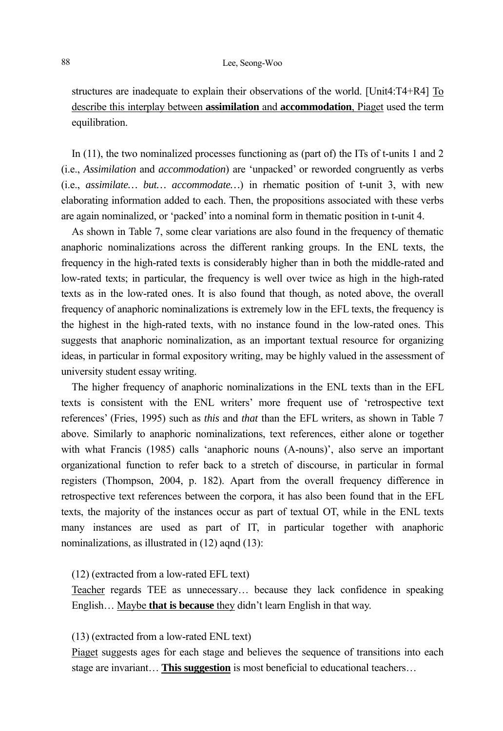structures are inadequate to explain their observations of the world. [Unit4:T4+R4] <u>To describe this interplay between **assimilation** and **accommodation**, Piaget</u> used the term equilibration.

In (11), the two nominalized processes functioning as (part of) the ITs of t-units 1 and 2 (i.e., *Assimilation* and *accommodation*) are 'unpacked' or reworded congruently as verbs (i.e., *assimilate… but… accommodate…*) in rhematic position of t-unit 3, with new elaborating information added to each. Then, the propositions associated with these verbs are again nominalized, or 'packed' into a nominal form in thematic position in t-unit 4.

As shown in Table 7, some clear variations are also found in the frequency of thematic anaphoric nominalizations across the different ranking groups. In the ENL texts, the frequency in the high-rated texts is considerably higher than in both the middle-rated and low-rated texts; in particular, the frequency is well over twice as high in the high-rated texts as in the low-rated ones. It is also found that though, as noted above, the overall frequency of anaphoric nominalizations is extremely low in the EFL texts, the frequency is the highest in the high-rated texts, with no instance found in the low-rated ones. This suggests that anaphoric nominalization, as an important textual resource for organizing ideas, in particular in formal expository writing, may be highly valued in the assessment of university student essay writing.

The higher frequency of anaphoric nominalizations in the ENL texts than in the EFL texts is consistent with the ENL writers' more frequent use of 'retrospective text references' (Fries, 1995) such as *this* and *that* than the EFL writers, as shown in Table 7 above. Similarly to anaphoric nominalizations, text references, either alone or together with what Francis (1985) calls 'anaphoric nouns (A-nouns)', also serve an important organizational function to refer back to a stretch of discourse, in particular in formal registers (Thompson, 2004, p. 182). Apart from the overall frequency difference in retrospective text references between the corpora, it has also been found that in the EFL texts, the majority of the instances occur as part of textual OT, while in the ENL texts many instances are used as part of IT, in particular together with anaphoric nominalizations, as illustrated in (12) aqnd (13):

(12) (extracted from a low-rated EFL text)

<u>Teacher</u> regards TEE as unnecessary… because they lack confidence in speaking English… <u>Maybe **that is because** they</u> didn't learn English in that way.

(13) (extracted from a low-rated ENL text)

<u>Piaget</u> suggests ages for each stage and believes the sequence of transitions into each stage are invariant… <u>**This suggestion**</u> is most beneficial to educational teachers…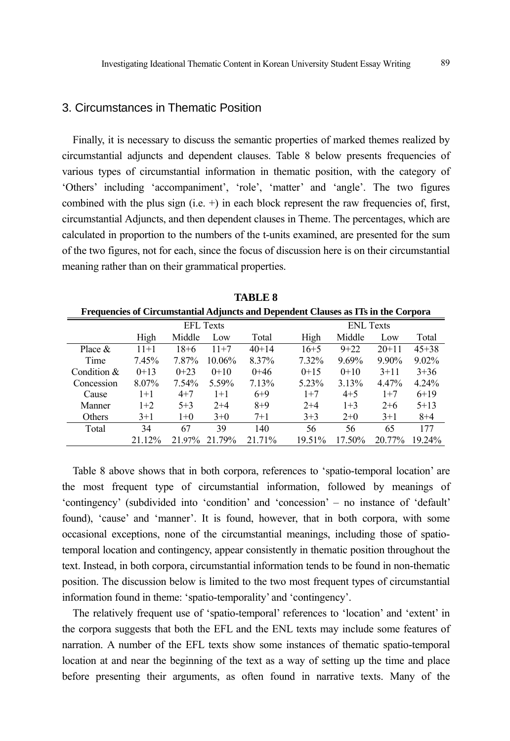## 3. Circumstances in Thematic Position

Finally, it is necessary to discuss the semantic properties of marked themes realized by circumstantial adjuncts and dependent clauses. Table 8 below presents frequencies of various types of circumstantial information in thematic position, with the category of 'Others' including 'accompaniment', 'role', 'matter' and 'angle'. The two figures combined with the plus sign (i.e. +) in each block represent the raw frequencies of, first, circumstantial Adjuncts, and then dependent clauses in Theme. The percentages, which are calculated in proportion to the numbers of the t-units examined, are presented for the sum of the two figures, not for each, since the focus of discussion here is on their circumstantial meaning rather than on their grammatical properties.

**TABLE 8**

**Frequencies of Circumstantial Adjuncts and Dependent Clauses as ITs in the Corpora**

| | EFL Texts | | | | ENL Texts | | | |
|---|---|---|---|---|---|---|---|---|
| | High | Middle | Low | Total | High | Middle | Low | Total |
| Place & Time | 11+1<br>7.45% | 18+6<br>7.87% | 11+7<br>10.06% | 40+14<br>8.37% | 16+5<br>7.32% | 9+22<br>9.69% | 20+11<br>9.90% | 45+38<br>9.02% |
| Condition & Concession | 0+13<br>8.07% | 0+23<br>7.54% | 0+10<br>5.59% | 0+46<br>7.13% | 0+15<br>5.23% | 0+10<br>3.13% | 3+11<br>4.47% | 3+36<br>4.24% |
| Cause | 1+1 | 4+7 | 1+1 | 6+9 | 1+7 | 4+5 | 1+7 | 6+19 |
| Manner | 1+2 | 5+3 | 2+4 | 8+9 | 2+4 | 1+3 | 2+6 | 5+13 |
| Others | 3+1 | 1+0 | 3+0 | 7+1 | 3+3 | 2+0 | 3+1 | 8+4 |
| Total | 34<br>21.12% | 67<br>21.97% | 39<br>21.79% | 140<br>21.71% | 56<br>19.51% | 56<br>17.50% | 65<br>20.77% | 177<br>19.24% |

Table 8 above shows that in both corpora, references to 'spatio-temporal location' are the most frequent type of circumstantial information, followed by meanings of 'contingency' (subdivided into 'condition' and 'concession' – no instance of 'default' found), 'cause' and 'manner'. It is found, however, that in both corpora, with some occasional exceptions, none of the circumstantial meanings, including those of spatio-temporal location and contingency, appear consistently in thematic position throughout the text. Instead, in both corpora, circumstantial information tends to be found in non-thematic position. The discussion below is limited to the two most frequent types of circumstantial information found in theme: 'spatio-temporality' and 'contingency'.

The relatively frequent use of 'spatio-temporal' references to 'location' and 'extent' in the corpora suggests that both the EFL and the ENL texts may include some features of narration. A number of the EFL texts show some instances of thematic spatio-temporal location at and near the beginning of the text as a way of setting up the time and place before presenting their arguments, as often found in narrative texts. Many of the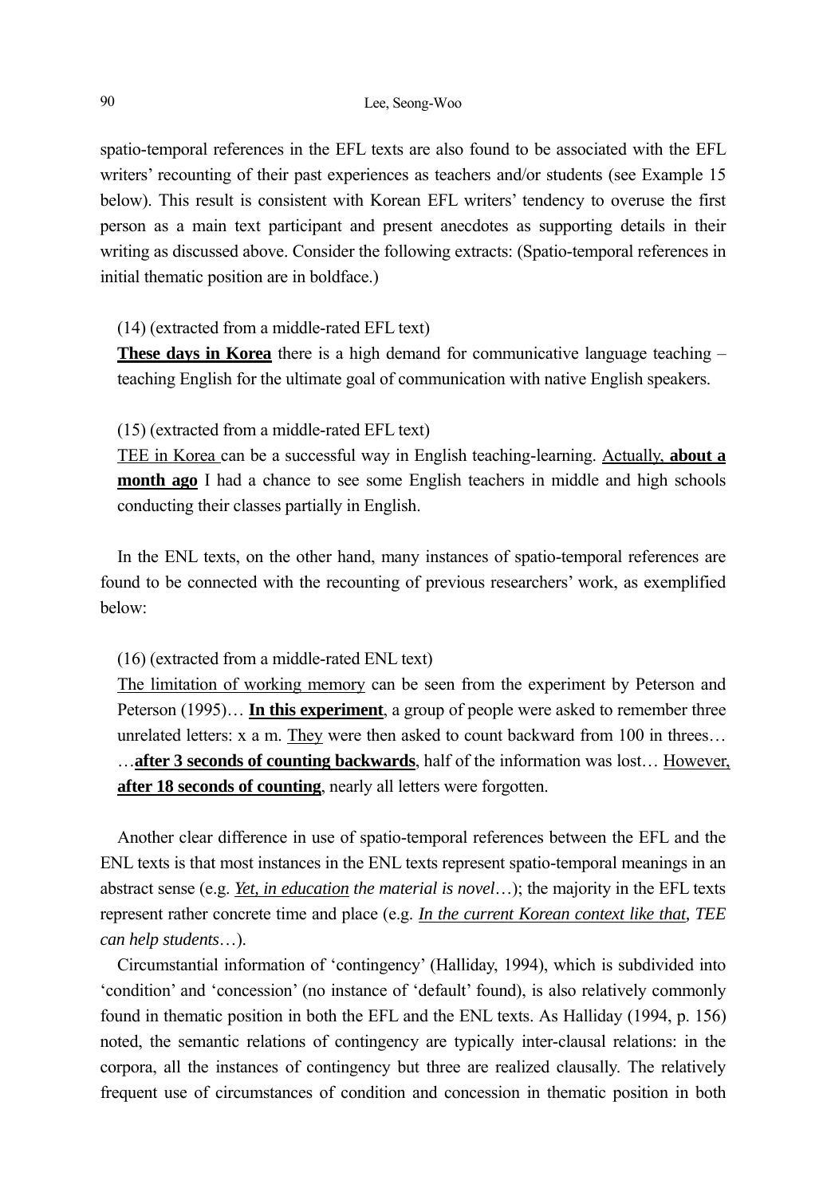spatio-temporal references in the EFL texts are also found to be associated with the EFL writers' recounting of their past experiences as teachers and/or students (see Example 15 below). This result is consistent with Korean EFL writers' tendency to overuse the first person as a main text participant and present anecdotes as supporting details in their writing as discussed above. Consider the following extracts: (Spatio-temporal references in initial thematic position are in boldface.)

(14) (extracted from a middle-rated EFL text)

<u>**These days in Korea**</u> there is a high demand for communicative language teaching – teaching English for the ultimate goal of communication with native English speakers.

(15) (extracted from a middle-rated EFL text)

<u>TEE in Korea</u> can be a successful way in English teaching-learning. <u>Actually, **about a month ago**</u> I had a chance to see some English teachers in middle and high schools conducting their classes partially in English.

In the ENL texts, on the other hand, many instances of spatio-temporal references are found to be connected with the recounting of previous researchers' work, as exemplified below:

(16) (extracted from a middle-rated ENL text)

<u>The limitation of working memory</u> can be seen from the experiment by Peterson and Peterson (1995)… <u>**In this experiment**</u>, a group of people were asked to remember three unrelated letters: x a m. <u>They</u> were then asked to count backward from 100 in threes… …<u>**after 3 seconds of counting backwards**</u>, half of the information was lost… <u>However, **after 18 seconds of counting**</u>, nearly all letters were forgotten.

Another clear difference in use of spatio-temporal references between the EFL and the ENL texts is that most instances in the ENL texts represent spatio-temporal meanings in an abstract sense (e.g. *<u>Yet, in education</u> the material is novel*…); the majority in the EFL texts represent rather concrete time and place (e.g. *<u>In the current Korean context like that</u>, TEE can help students*…).

Circumstantial information of 'contingency' (Halliday, 1994), which is subdivided into 'condition' and 'concession' (no instance of 'default' found), is also relatively commonly found in thematic position in both the EFL and the ENL texts. As Halliday (1994, p. 156) noted, the semantic relations of contingency are typically inter-clausal relations: in the corpora, all the instances of contingency but three are realized clausally. The relatively frequent use of circumstances of condition and concession in thematic position in both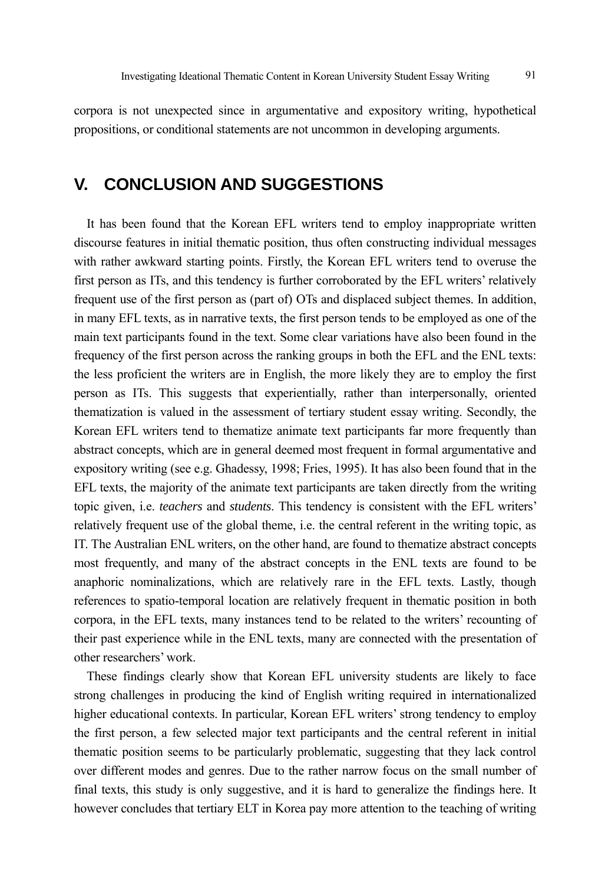corpora is not unexpected since in argumentative and expository writing, hypothetical propositions, or conditional statements are not uncommon in developing arguments.

## V. CONCLUSION AND SUGGESTIONS

It has been found that the Korean EFL writers tend to employ inappropriate written discourse features in initial thematic position, thus often constructing individual messages with rather awkward starting points. Firstly, the Korean EFL writers tend to overuse the first person as ITs, and this tendency is further corroborated by the EFL writers' relatively frequent use of the first person as (part of) OTs and displaced subject themes. In addition, in many EFL texts, as in narrative texts, the first person tends to be employed as one of the main text participants found in the text. Some clear variations have also been found in the frequency of the first person across the ranking groups in both the EFL and the ENL texts: the less proficient the writers are in English, the more likely they are to employ the first person as ITs. This suggests that experientially, rather than interpersonally, oriented thematization is valued in the assessment of tertiary student essay writing. Secondly, the Korean EFL writers tend to thematize animate text participants far more frequently than abstract concepts, which are in general deemed most frequent in formal argumentative and expository writing (see e.g. Ghadessy, 1998; Fries, 1995). It has also been found that in the EFL texts, the majority of the animate text participants are taken directly from the writing topic given, i.e. *teachers* and *students*. This tendency is consistent with the EFL writers' relatively frequent use of the global theme, i.e. the central referent in the writing topic, as IT. The Australian ENL writers, on the other hand, are found to thematize abstract concepts most frequently, and many of the abstract concepts in the ENL texts are found to be anaphoric nominalizations, which are relatively rare in the EFL texts. Lastly, though references to spatio-temporal location are relatively frequent in thematic position in both corpora, in the EFL texts, many instances tend to be related to the writers' recounting of their past experience while in the ENL texts, many are connected with the presentation of other researchers' work.

These findings clearly show that Korean EFL university students are likely to face strong challenges in producing the kind of English writing required in internationalized higher educational contexts. In particular, Korean EFL writers' strong tendency to employ the first person, a few selected major text participants and the central referent in initial thematic position seems to be particularly problematic, suggesting that they lack control over different modes and genres. Due to the rather narrow focus on the small number of final texts, this study is only suggestive, and it is hard to generalize the findings here. It however concludes that tertiary ELT in Korea pay more attention to the teaching of writing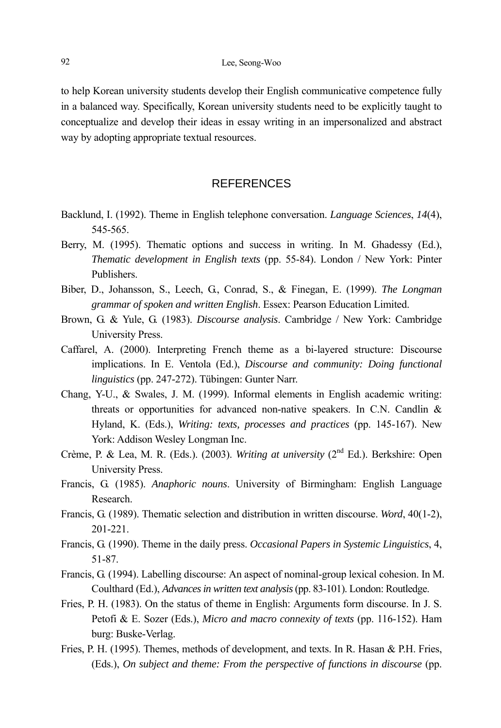to help Korean university students develop their English communicative competence fully in a balanced way. Specifically, Korean university students need to be explicitly taught to conceptualize and develop their ideas in essay writing in an impersonalized and abstract way by adopting appropriate textual resources.

## REFERENCES

Backlund, I. (1992). Theme in English telephone conversation. *Language Sciences*, *14*(4), 545-565.

Berry, M. (1995). Thematic options and success in writing. In M. Ghadessy (Ed.), *Thematic development in English texts* (pp. 55-84). London / New York: Pinter Publishers.

Biber, D., Johansson, S., Leech, G., Conrad, S., & Finegan, E. (1999). *The Longman grammar of spoken and written English*. Essex: Pearson Education Limited.

Brown, G. & Yule, G. (1983). *Discourse analysis*. Cambridge / New York: Cambridge University Press.

Caffarel, A. (2000). Interpreting French theme as a bi-layered structure: Discourse implications. In E. Ventola (Ed.), *Discourse and community: Doing functional linguistics* (pp. 247-272). Tübingen: Gunter Narr.

Chang, Y-U., & Swales, J. M. (1999). Informal elements in English academic writing: threats or opportunities for advanced non-native speakers. In C.N. Candlin & Hyland, K. (Eds.), *Writing: texts, processes and practices* (pp. 145-167). New York: Addison Wesley Longman Inc.

Crème, P. & Lea, M. R. (Eds.). (2003). *Writing at university* (2nd Ed.). Berkshire: Open University Press.

Francis, G. (1985). *Anaphoric nouns*. University of Birmingham: English Language Research.

Francis, G. (1989). Thematic selection and distribution in written discourse. *Word*, 40(1-2), 201-221.

Francis, G. (1990). Theme in the daily press. *Occasional Papers in Systemic Linguistics*, 4, 51-87.

Francis, G. (1994). Labelling discourse: An aspect of nominal-group lexical cohesion. In M. Coulthard (Ed.), *Advances in written text analysis* (pp. 83-101). London: Routledge.

Fries, P. H. (1983). On the status of theme in English: Arguments form discourse. In J. S. Petofi & E. Sozer (Eds.), *Micro and macro connexity of texts* (pp. 116-152). Ham burg: Buske-Verlag.

Fries, P. H. (1995). Themes, methods of development, and texts. In R. Hasan & P.H. Fries, (Eds.), *On subject and theme: From the perspective of functions in discourse* (pp.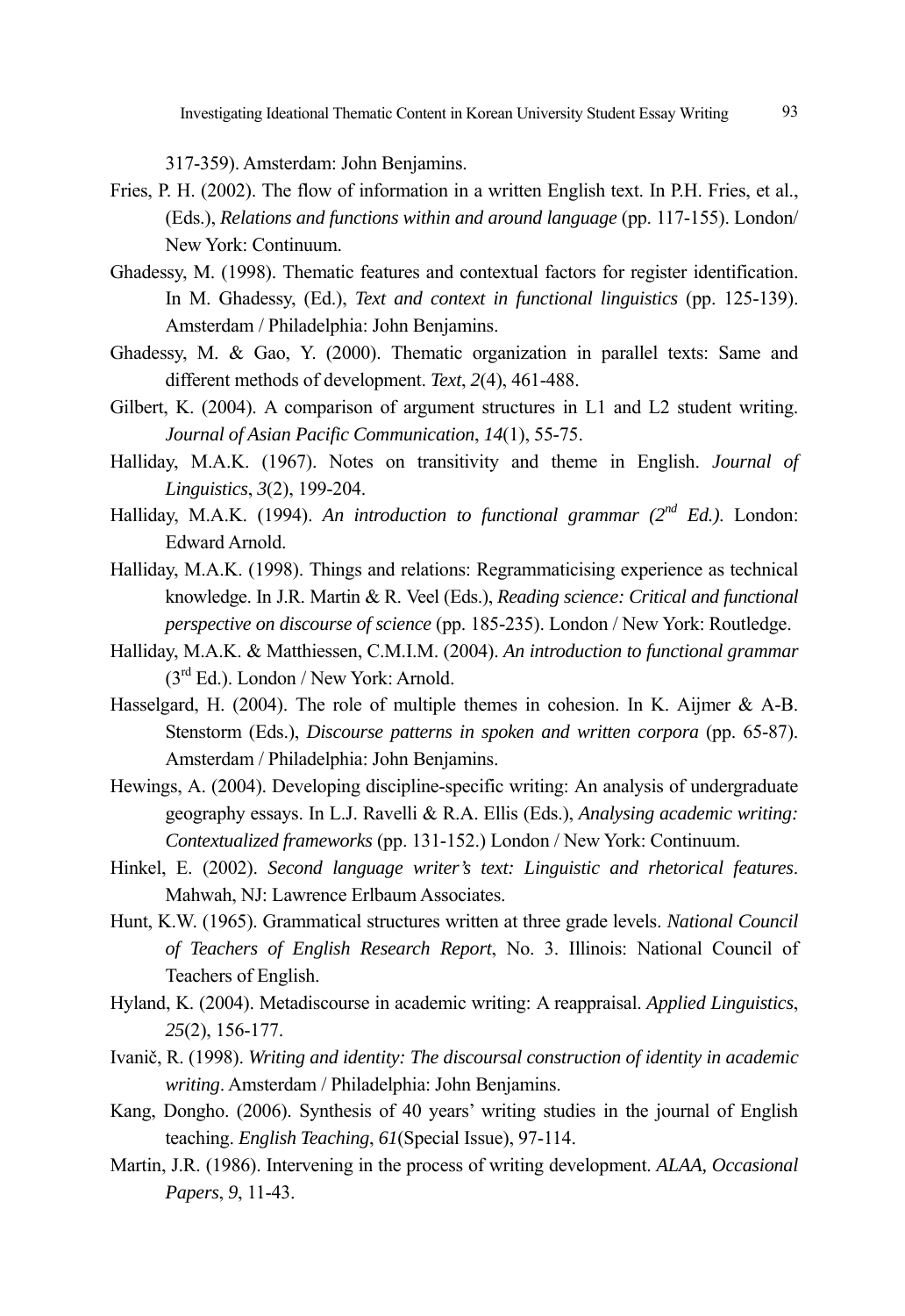317-359). Amsterdam: John Benjamins.

Fries, P. H. (2002). The flow of information in a written English text. In P.H. Fries, et al., (Eds.), *Relations and functions within and around language* (pp. 117-155). London/ New York: Continuum.

Ghadessy, M. (1998). Thematic features and contextual factors for register identification. In M. Ghadessy, (Ed.), *Text and context in functional linguistics* (pp. 125-139). Amsterdam / Philadelphia: John Benjamins.

Ghadessy, M. & Gao, Y. (2000). Thematic organization in parallel texts: Same and different methods of development. *Text*, *2*(4), 461-488.

Gilbert, K. (2004). A comparison of argument structures in L1 and L2 student writing. *Journal of Asian Pacific Communication*, *14*(1), 55-75.

Halliday, M.A.K. (1967). Notes on transitivity and theme in English. *Journal of Linguistics*, *3*(2), 199-204.

Halliday, M.A.K. (1994). *An introduction to functional grammar (2nd Ed.)*. London: Edward Arnold.

Halliday, M.A.K. (1998). Things and relations: Regrammaticising experience as technical knowledge. In J.R. Martin & R. Veel (Eds.), *Reading science: Critical and functional perspective on discourse of science* (pp. 185-235). London / New York: Routledge.

Halliday, M.A.K. & Matthiessen, C.M.I.M. (2004). *An introduction to functional grammar* (3rd Ed.). London / New York: Arnold.

Hasselgard, H. (2004). The role of multiple themes in cohesion. In K. Aijmer & A-B. Stenstorm (Eds.), *Discourse patterns in spoken and written corpora* (pp. 65-87). Amsterdam / Philadelphia: John Benjamins.

Hewings, A. (2004). Developing discipline-specific writing: An analysis of undergraduate geography essays. In L.J. Ravelli & R.A. Ellis (Eds.), *Analysing academic writing: Contextualized frameworks* (pp. 131-152.) London / New York: Continuum.

Hinkel, E. (2002). *Second language writer's text: Linguistic and rhetorical features*. Mahwah, NJ: Lawrence Erlbaum Associates.

Hunt, K.W. (1965). Grammatical structures written at three grade levels. *National Council of Teachers of English Research Report*, No. 3. Illinois: National Council of Teachers of English.

Hyland, K. (2004). Metadiscourse in academic writing: A reappraisal. *Applied Linguistics*, *25*(2), 156-177.

Ivanič, R. (1998). *Writing and identity: The discoursal construction of identity in academic writing*. Amsterdam / Philadelphia: John Benjamins.

Kang, Dongho. (2006). Synthesis of 40 years' writing studies in the journal of English teaching. *English Teaching*, *61*(Special Issue), 97-114.

Martin, J.R. (1986). Intervening in the process of writing development. *ALAA, Occasional Papers*, *9*, 11-43.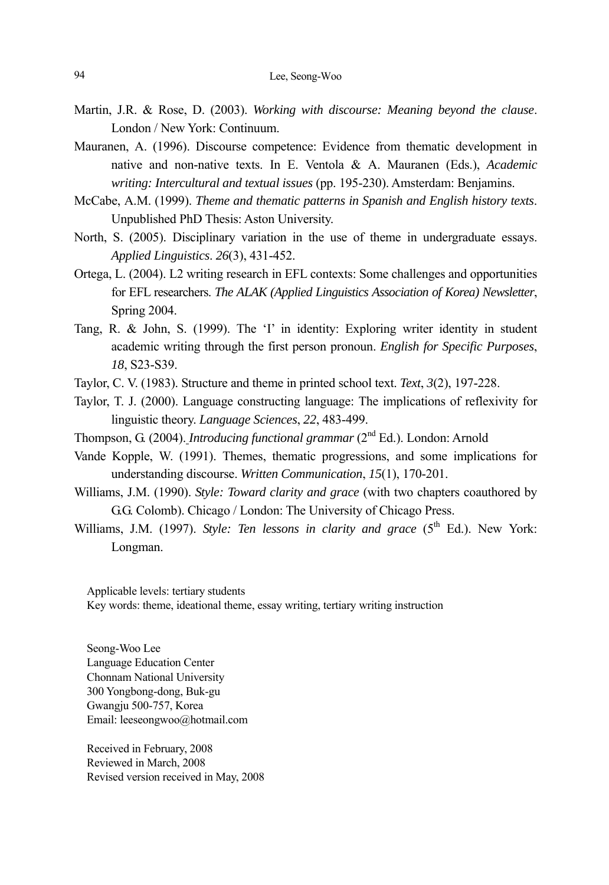Martin, J.R. & Rose, D. (2003). *Working with discourse: Meaning beyond the clause*. London / New York: Continuum.

Mauranen, A. (1996). Discourse competence: Evidence from thematic development in native and non-native texts. In E. Ventola & A. Mauranen (Eds.), *Academic writing: Intercultural and textual issues* (pp. 195-230). Amsterdam: Benjamins.

McCabe, A.M. (1999). *Theme and thematic patterns in Spanish and English history texts*. Unpublished PhD Thesis: Aston University.

North, S. (2005). Disciplinary variation in the use of theme in undergraduate essays. *Applied Linguistics*. *26*(3), 431-452.

Ortega, L. (2004). L2 writing research in EFL contexts: Some challenges and opportunities for EFL researchers. *The ALAK (Applied Linguistics Association of Korea) Newsletter*, Spring 2004.

Tang, R. & John, S. (1999). The 'I' in identity: Exploring writer identity in student academic writing through the first person pronoun. *English for Specific Purposes*, *18*, S23-S39.

Taylor, C. V. (1983). Structure and theme in printed school text. *Text*, *3*(2), 197-228.

Taylor, T. J. (2000). Language constructing language: The implications of reflexivity for linguistic theory. *Language Sciences*, *22*, 483-499.

Thompson, G. (2004). *Introducing functional grammar* (2nd Ed.). London: Arnold

Vande Kopple, W. (1991). Themes, thematic progressions, and some implications for understanding discourse. *Written Communication*, *15*(1), 170-201.

Williams, J.M. (1990). *Style: Toward clarity and grace* (with two chapters coauthored by G.G. Colomb). Chicago / London: The University of Chicago Press.

Williams, J.M. (1997). *Style: Ten lessons in clarity and grace* (5th Ed.). New York: Longman.

Applicable levels: tertiary students
Key words: theme, ideational theme, essay writing, tertiary writing instruction

Seong-Woo Lee
Language Education Center
Chonnam National University
300 Yongbong-dong, Buk-gu
Gwangju 500-757, Korea
Email: leeseongwoo@hotmail.com

Received in February, 2008
Reviewed in March, 2008
Revised version received in May, 2008